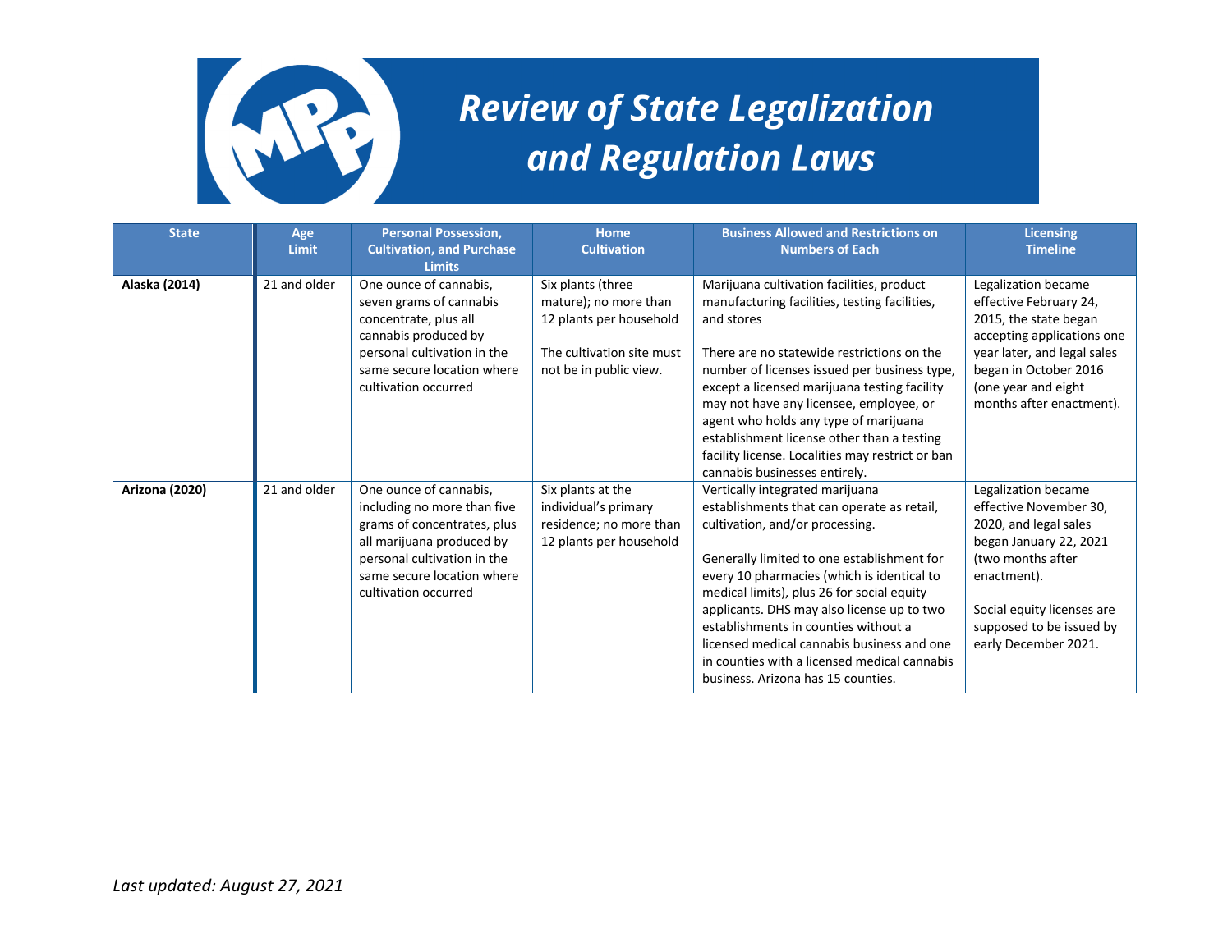# Review of State Legalization and Regulation Laws

| State | Age Limit | Personal Possession, Cultivation, and Purchase Limits | Home Cultivation | Business Allowed and Restrictions on Numbers of Each | Licensing Timeline |
|---|---|---|---|---|---|
| **Alaska (2014)** | 21 and older | One ounce of cannabis, seven grams of cannabis concentrate, plus all cannabis produced by personal cultivation in the same secure location where cultivation occurred | Six plants (three mature); no more than 12 plants per household<br><br>The cultivation site must not be in public view. | Marijuana cultivation facilities, product manufacturing facilities, testing facilities, and stores<br><br>There are no statewide restrictions on the number of licenses issued per business type, except a licensed marijuana testing facility may not have any licensee, employee, or agent who holds any type of marijuana establishment license other than a testing facility license. Localities may restrict or ban cannabis businesses entirely. | Legalization became effective February 24, 2015, the state began accepting applications one year later, and legal sales began in October 2016 (one year and eight months after enactment). |
| **Arizona (2020)** | 21 and older | One ounce of cannabis, including no more than five grams of concentrates, plus all marijuana produced by personal cultivation in the same secure location where cultivation occurred | Six plants at the individual's primary residence; no more than 12 plants per household | Vertically integrated marijuana establishments that can operate as retail, cultivation, and/or processing.<br><br>Generally limited to one establishment for every 10 pharmacies (which is identical to medical limits), plus 26 for social equity applicants. DHS may also license up to two establishments in counties without a licensed medical cannabis business and one in counties with a licensed medical cannabis business. Arizona has 15 counties. | Legalization became effective November 30, 2020, and legal sales began January 22, 2021 (two months after enactment).<br><br>Social equity licenses are supposed to be issued by early December 2021. |

*Last updated: August 27, 2021*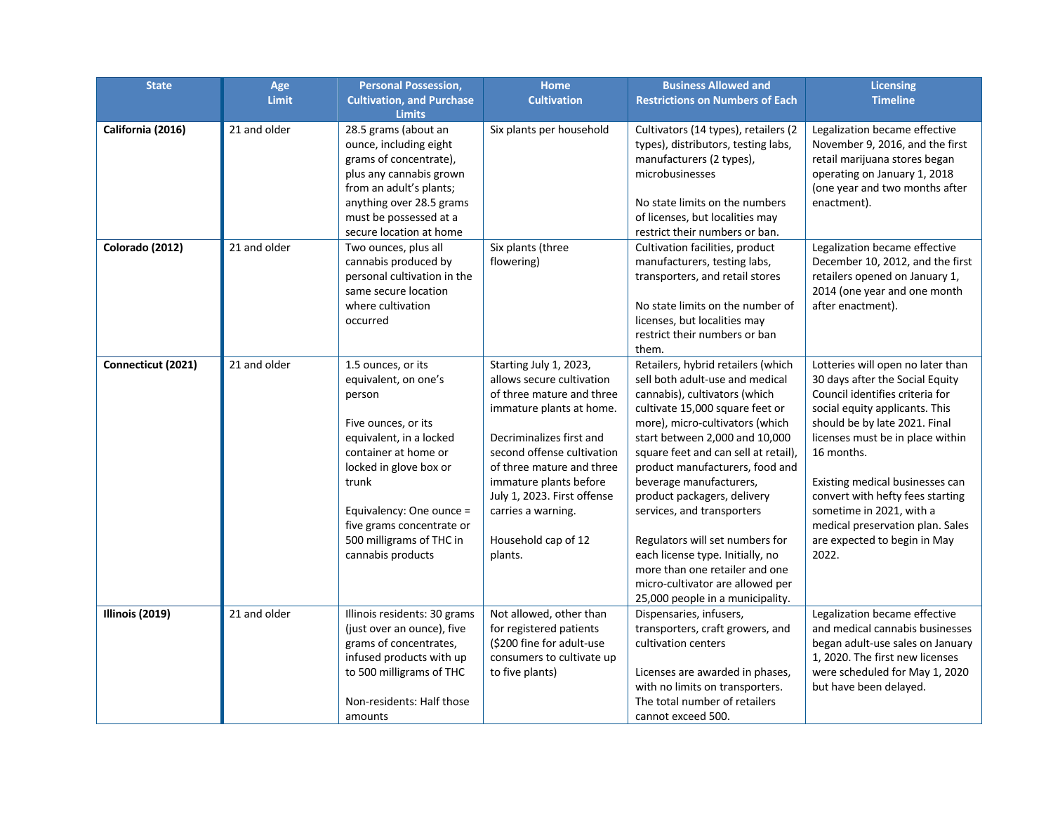| State | Age Limit | Personal Possession, Cultivation, and Purchase Limits | Home Cultivation | Business Allowed and Restrictions on Numbers of Each | Licensing Timeline |
|---|---|---|---|---|---|
| **California (2016)** | 21 and older | 28.5 grams (about an ounce, including eight grams of concentrate), plus any cannabis grown from an adult's plants; anything over 28.5 grams must be possessed at a secure location at home | Six plants per household | Cultivators (14 types), retailers (2 types), distributors, testing labs, manufacturers (2 types), microbusinesses<br><br>No state limits on the numbers of licenses, but localities may restrict their numbers or ban. | Legalization became effective November 9, 2016, and the first retail marijuana stores began operating on January 1, 2018 (one year and two months after enactment). |
| **Colorado (2012)** | 21 and older | Two ounces, plus all cannabis produced by personal cultivation in the same secure location where cultivation occurred | Six plants (three flowering) | Cultivation facilities, product manufacturers, testing labs, transporters, and retail stores<br><br>No state limits on the number of licenses, but localities may restrict their numbers or ban them. | Legalization became effective December 10, 2012, and the first retailers opened on January 1, 2014 (one year and one month after enactment). |
| **Connecticut (2021)** | 21 and older | 1.5 ounces, or its equivalent, on one's person<br><br>Five ounces, or its equivalent, in a locked container at home or locked in glove box or trunk<br><br>Equivalency: One ounce = five grams concentrate or 500 milligrams of THC in cannabis products | Starting July 1, 2023, allows secure cultivation of three mature and three immature plants at home.<br><br>Decriminalizes first and second offense cultivation of three mature and three immature plants before July 1, 2023. First offense carries a warning.<br><br>Household cap of 12 plants. | Retailers, hybrid retailers (which sell both adult-use and medical cannabis), cultivators (which cultivate 15,000 square feet or more), micro-cultivators (which start between 2,000 and 10,000 square feet and can sell at retail), product manufacturers, food and beverage manufacturers, product packagers, delivery services, and transporters<br><br>Regulators will set numbers for each license type. Initially, no more than one retailer and one micro-cultivator are allowed per 25,000 people in a municipality. | Lotteries will open no later than 30 days after the Social Equity Council identifies criteria for social equity applicants. This should be by late 2021. Final licenses must be in place within 16 months.<br><br>Existing medical businesses can convert with hefty fees starting sometime in 2021, with a medical preservation plan. Sales are expected to begin in May 2022. |
| **Illinois (2019)** | 21 and older | Illinois residents: 30 grams (just over an ounce), five grams of concentrates, infused products with up to 500 milligrams of THC<br><br>Non-residents: Half those amounts | Not allowed, other than for registered patients ($200 fine for adult-use consumers to cultivate up to five plants) | Dispensaries, infusers, transporters, craft growers, and cultivation centers<br><br>Licenses are awarded in phases, with no limits on transporters. The total number of retailers cannot exceed 500. | Legalization became effective and medical cannabis businesses began adult-use sales on January 1, 2020. The first new licenses were scheduled for May 1, 2020 but have been delayed. |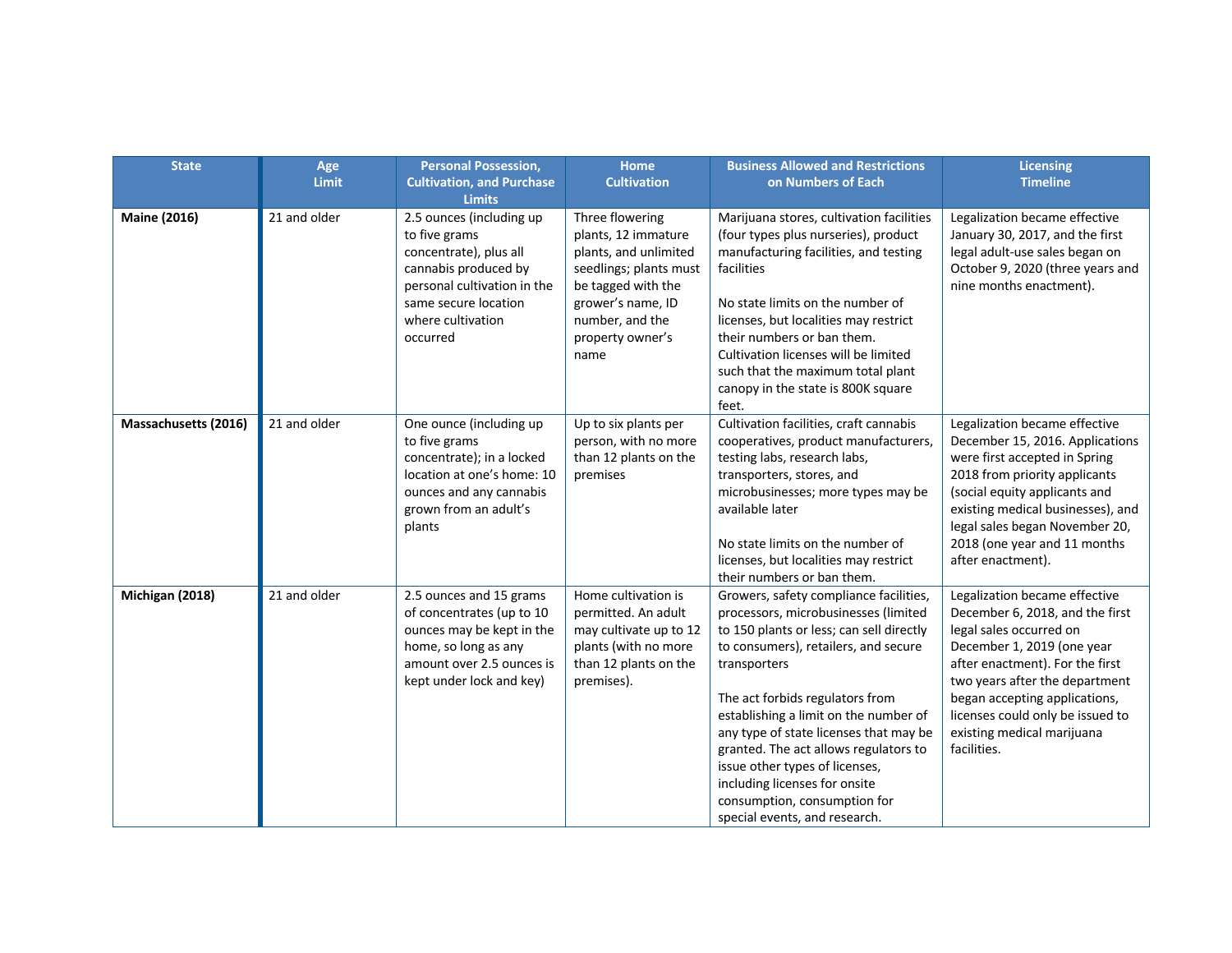| State | Age Limit | Personal Possession, Cultivation, and Purchase Limits | Home Cultivation | Business Allowed and Restrictions on Numbers of Each | Licensing Timeline |
|---|---|---|---|---|---|
| **Maine (2016)** | 21 and older | 2.5 ounces (including up to five grams concentrate), plus all cannabis produced by personal cultivation in the same secure location where cultivation occurred | Three flowering plants, 12 immature plants, and unlimited seedlings; plants must be tagged with the grower's name, ID number, and the property owner's name | Marijuana stores, cultivation facilities (four types plus nurseries), product manufacturing facilities, and testing facilities<br><br>No state limits on the number of licenses, but localities may restrict their numbers or ban them. Cultivation licenses will be limited such that the maximum total plant canopy in the state is 800K square feet. | Legalization became effective January 30, 2017, and the first legal adult-use sales began on October 9, 2020 (three years and nine months enactment). |
| **Massachusetts (2016)** | 21 and older | One ounce (including up to five grams concentrate); in a locked location at one's home: 10 ounces and any cannabis grown from an adult's plants | Up to six plants per person, with no more than 12 plants on the premises | Cultivation facilities, craft cannabis cooperatives, product manufacturers, testing labs, research labs, transporters, stores, and microbusinesses; more types may be available later<br><br>No state limits on the number of licenses, but localities may restrict their numbers or ban them. | Legalization became effective December 15, 2016. Applications were first accepted in Spring 2018 from priority applicants (social equity applicants and existing medical businesses), and legal sales began November 20, 2018 (one year and 11 months after enactment). |
| **Michigan (2018)** | 21 and older | 2.5 ounces and 15 grams of concentrates (up to 10 ounces may be kept in the home, so long as any amount over 2.5 ounces is kept under lock and key) | Home cultivation is permitted. An adult may cultivate up to 12 plants (with no more than 12 plants on the premises). | Growers, safety compliance facilities, processors, microbusinesses (limited to 150 plants or less; can sell directly to consumers), retailers, and secure transporters<br><br>The act forbids regulators from establishing a limit on the number of any type of state licenses that may be granted. The act allows regulators to issue other types of licenses, including licenses for onsite consumption, consumption for special events, and research. | Legalization became effective December 6, 2018, and the first legal sales occurred on December 1, 2019 (one year after enactment). For the first two years after the department began accepting applications, licenses could only be issued to existing medical marijuana facilities. |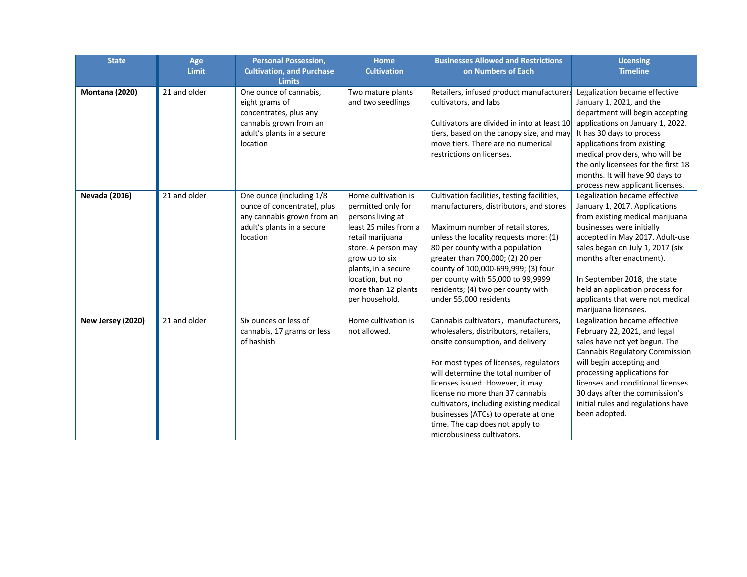| State | Age Limit | Personal Possession, Cultivation, and Purchase Limits | Home Cultivation | Businesses Allowed and Restrictions on Numbers of Each | Licensing Timeline |
|---|---|---|---|---|---|
| **Montana (2020)** | 21 and older | One ounce of cannabis, eight grams of concentrates, plus any cannabis grown from an adult's plants in a secure location | Two mature plants and two seedlings | Retailers, infused product manufacturers cultivators, and labs<br><br>Cultivators are divided in into at least 10 tiers, based on the canopy size, and may move tiers. There are no numerical restrictions on licenses. | Legalization became effective January 1, 2021, and the department will begin accepting applications on January 1, 2022. It has 30 days to process applications from existing medical providers, who will be the only licensees for the first 18 months. It will have 90 days to process new applicant licenses. |
| **Nevada (2016)** | 21 and older | One ounce (including 1/8 ounce of concentrate), plus any cannabis grown from an adult's plants in a secure location | Home cultivation is permitted only for persons living at least 25 miles from a retail marijuana store. A person may grow up to six plants, in a secure location, but no more than 12 plants per household. | Cultivation facilities, testing facilities, manufacturers, distributors, and stores<br><br>Maximum number of retail stores, unless the locality requests more: (1) 80 per county with a population greater than 700,000; (2) 20 per county of 100,000-699,999; (3) four per county with 55,000 to 99,9999 residents; (4) two per county with under 55,000 residents | Legalization became effective January 1, 2017. Applications from existing medical marijuana businesses were initially accepted in May 2017. Adult-use sales began on July 1, 2017 (six months after enactment).<br><br>In September 2018, the state held an application process for applicants that were not medical marijuana licensees. |
| **New Jersey (2020)** | 21 and older | Six ounces or less of cannabis, 17 grams or less of hashish | Home cultivation is not allowed. | Cannabis cultivators，manufacturers, wholesalers, distributors, retailers, onsite consumption, and delivery<br><br>For most types of licenses, regulators will determine the total number of licenses issued. However, it may license no more than 37 cannabis cultivators, including existing medical businesses (ATCs) to operate at one time. The cap does not apply to microbusiness cultivators. | Legalization became effective February 22, 2021, and legal sales have not yet begun. The Cannabis Regulatory Commission will begin accepting and processing applications for licenses and conditional licenses 30 days after the commission's initial rules and regulations have been adopted. |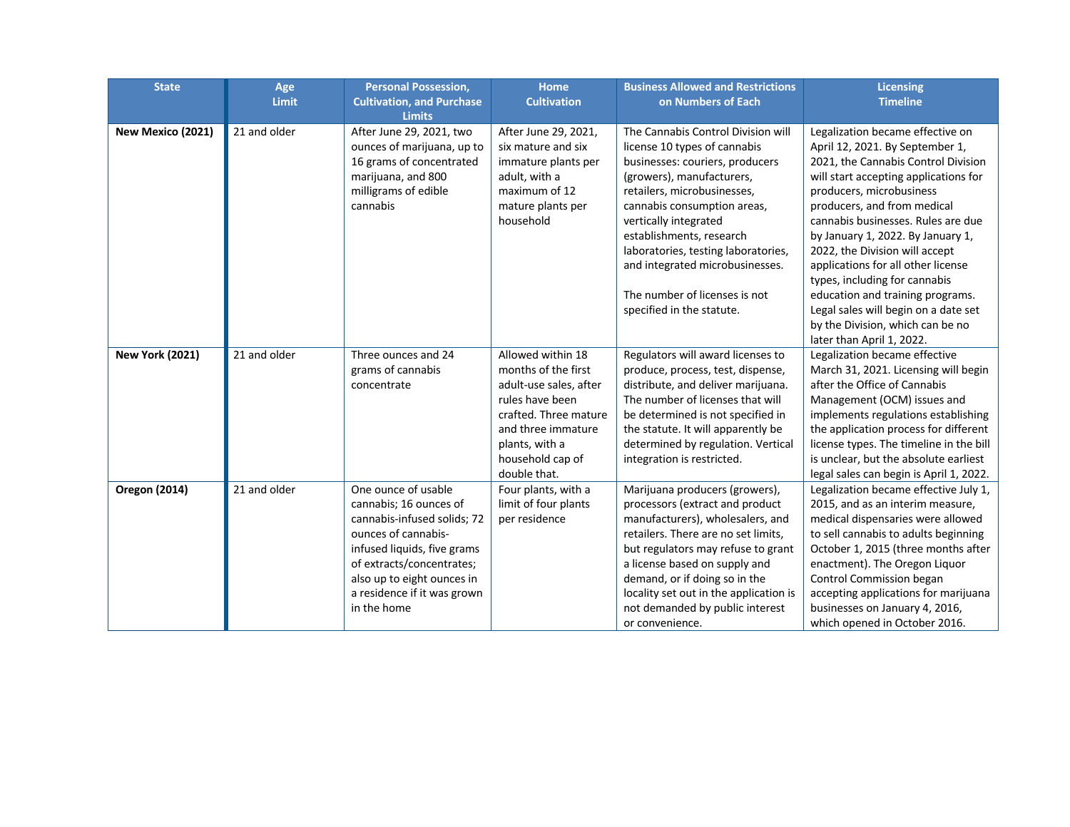| State | Age Limit | Personal Possession, Cultivation, and Purchase Limits | Home Cultivation | Business Allowed and Restrictions on Numbers of Each | Licensing Timeline |
|---|---|---|---|---|---|
| **New Mexico (2021)** | 21 and older | After June 29, 2021, two ounces of marijuana, up to 16 grams of concentrated marijuana, and 800 milligrams of edible cannabis | After June 29, 2021, six mature and six immature plants per adult, with a maximum of 12 mature plants per household | The Cannabis Control Division will license 10 types of cannabis businesses: couriers, producers (growers), manufacturers, retailers, microbusinesses, cannabis consumption areas, vertically integrated establishments, research laboratories, testing laboratories, and integrated microbusinesses.<br><br>The number of licenses is not specified in the statute. | Legalization became effective on April 12, 2021. By September 1, 2021, the Cannabis Control Division will start accepting applications for producers, microbusiness producers, and from medical cannabis businesses. Rules are due by January 1, 2022. By January 1, 2022, the Division will accept applications for all other license types, including for cannabis education and training programs. Legal sales will begin on a date set by the Division, which can be no later than April 1, 2022. |
| **New York (2021)** | 21 and older | Three ounces and 24 grams of cannabis concentrate | Allowed within 18 months of the first adult-use sales, after rules have been crafted. Three mature and three immature plants, with a household cap of double that. | Regulators will award licenses to produce, process, test, dispense, distribute, and deliver marijuana. The number of licenses that will be determined is not specified in the statute. It will apparently be determined by regulation. Vertical integration is restricted. | Legalization became effective March 31, 2021. Licensing will begin after the Office of Cannabis Management (OCM) issues and implements regulations establishing the application process for different license types. The timeline in the bill is unclear, but the absolute earliest legal sales can begin is April 1, 2022. |
| **Oregon (2014)** | 21 and older | One ounce of usable cannabis; 16 ounces of cannabis-infused solids; 72 ounces of cannabis-infused liquids, five grams of extracts/concentrates; also up to eight ounces in a residence if it was grown in the home | Four plants, with a limit of four plants per residence | Marijuana producers (growers), processors (extract and product manufacturers), wholesalers, and retailers. There are no set limits, but regulators may refuse to grant a license based on supply and demand, or if doing so in the locality set out in the application is not demanded by public interest or convenience. | Legalization became effective July 1, 2015, and as an interim measure, medical dispensaries were allowed to sell cannabis to adults beginning October 1, 2015 (three months after enactment). The Oregon Liquor Control Commission began accepting applications for marijuana businesses on January 4, 2016, which opened in October 2016. |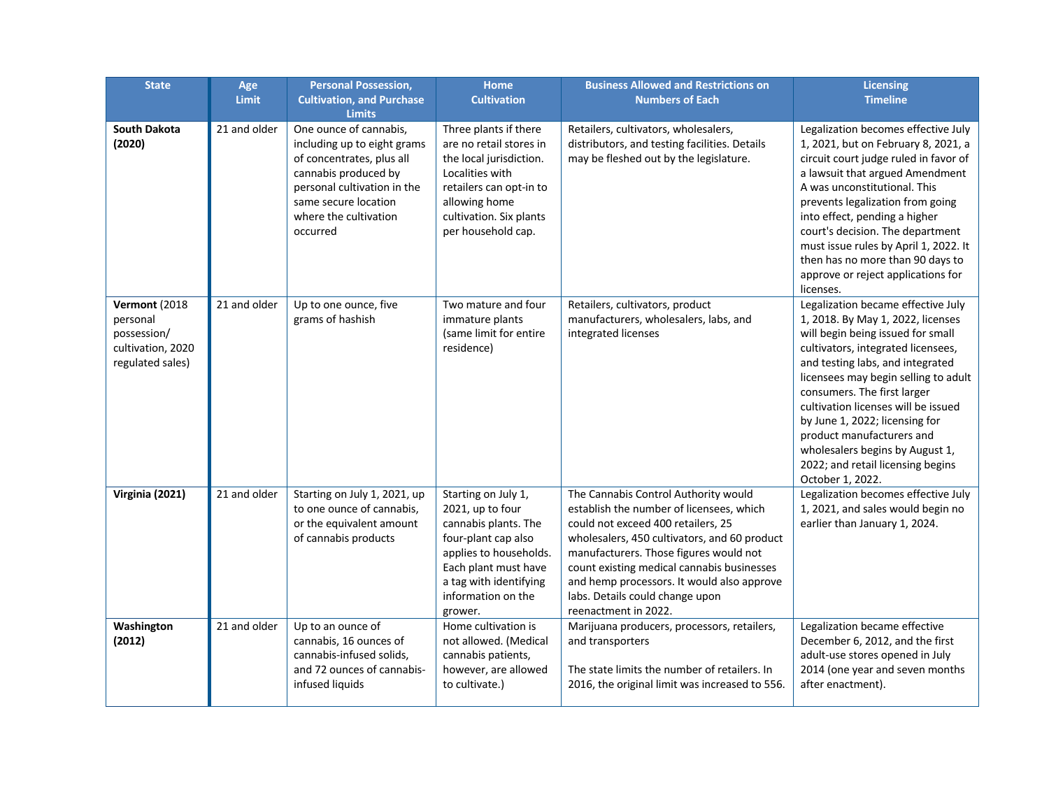| State | Age Limit | Personal Possession, Cultivation, and Purchase Limits | Home Cultivation | Business Allowed and Restrictions on Numbers of Each | Licensing Timeline |
|---|---|---|---|---|---|
| **South Dakota (2020)** | 21 and older | One ounce of cannabis, including up to eight grams of concentrates, plus all cannabis produced by personal cultivation in the same secure location where the cultivation occurred | Three plants if there are no retail stores in the local jurisdiction. Localities with retailers can opt-in to allowing home cultivation. Six plants per household cap. | Retailers, cultivators, wholesalers, distributors, and testing facilities. Details may be fleshed out by the legislature. | Legalization becomes effective July 1, 2021, but on February 8, 2021, a circuit court judge ruled in favor of a lawsuit that argued Amendment A was unconstitutional. This prevents legalization from going into effect, pending a higher court's decision. The department must issue rules by April 1, 2022. It then has no more than 90 days to approve or reject applications for licenses. |
| **Vermont** (2018 personal possession/ cultivation, 2020 regulated sales) | 21 and older | Up to one ounce, five grams of hashish | Two mature and four immature plants (same limit for entire residence) | Retailers, cultivators, product manufacturers, wholesalers, labs, and integrated licenses | Legalization became effective July 1, 2018. By May 1, 2022, licenses will begin being issued for small cultivators, integrated licensees, and testing labs, and integrated licensees may begin selling to adult consumers. The first larger cultivation licenses will be issued by June 1, 2022; licensing for product manufacturers and wholesalers begins by August 1, 2022; and retail licensing begins October 1, 2022. |
| **Virginia (2021)** | 21 and older | Starting on July 1, 2021, up to one ounce of cannabis, or the equivalent amount of cannabis products | Starting on July 1, 2021, up to four cannabis plants. The four-plant cap also applies to households. Each plant must have a tag with identifying information on the grower. | The Cannabis Control Authority would establish the number of licensees, which could not exceed 400 retailers, 25 wholesalers, 450 cultivators, and 60 product manufacturers. Those figures would not count existing medical cannabis businesses and hemp processors. It would also approve labs. Details could change upon reenactment in 2022. | Legalization becomes effective July 1, 2021, and sales would begin no earlier than January 1, 2024. |
| **Washington (2012)** | 21 and older | Up to an ounce of cannabis, 16 ounces of cannabis-infused solids, and 72 ounces of cannabis-infused liquids | Home cultivation is not allowed. (Medical cannabis patients, however, are allowed to cultivate.) | Marijuana producers, processors, retailers, and transporters<br><br>The state limits the number of retailers. In 2016, the original limit was increased to 556. | Legalization became effective December 6, 2012, and the first adult-use stores opened in July 2014 (one year and seven months after enactment). |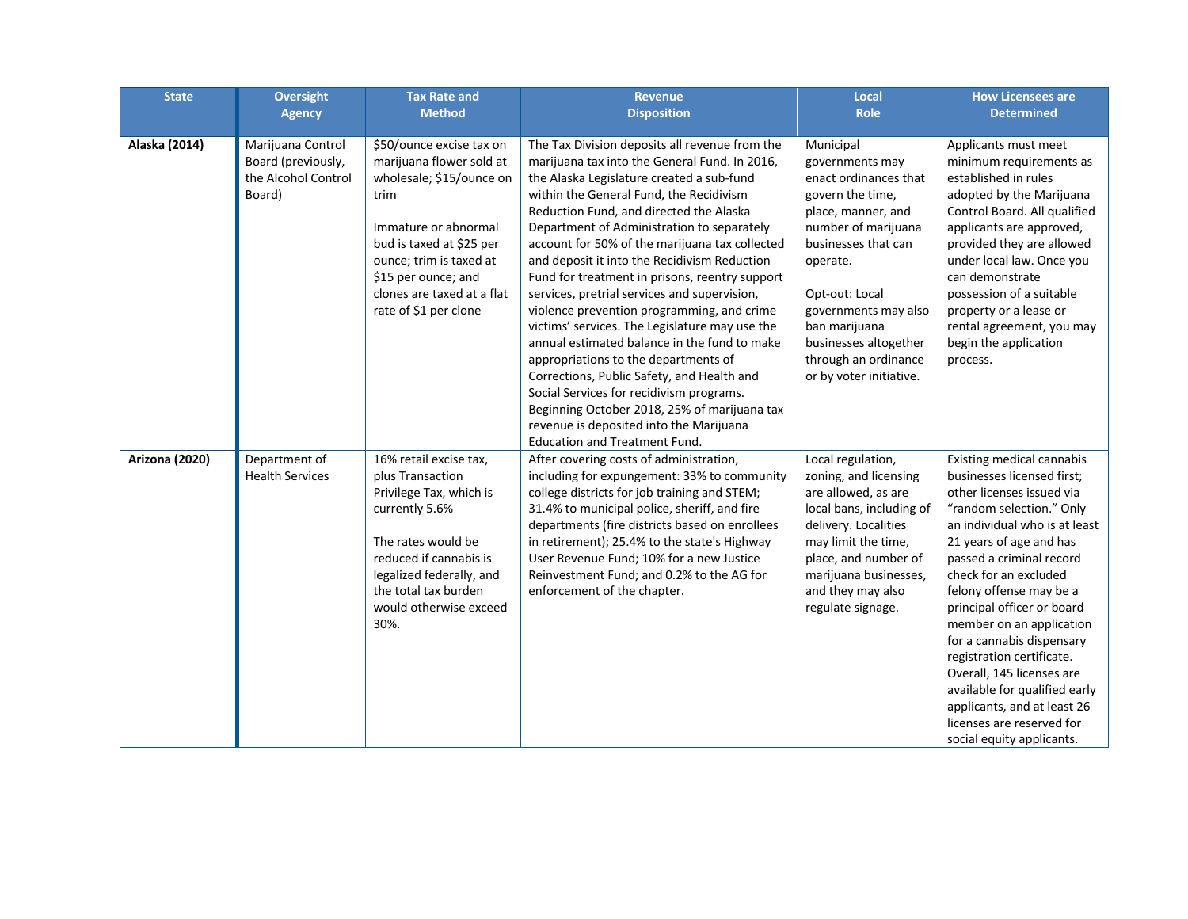| State | Oversight Agency | Tax Rate and Method | Revenue Disposition | Local Role | How Licensees are Determined |
|---|---|---|---|---|---|
| **Alaska (2014)** | Marijuana Control Board (previously, the Alcohol Control Board) | $50/ounce excise tax on marijuana flower sold at wholesale; $15/ounce on trim<br><br>Immature or abnormal bud is taxed at $25 per ounce; trim is taxed at $15 per ounce; and clones are taxed at a flat rate of $1 per clone | The Tax Division deposits all revenue from the marijuana tax into the General Fund. In 2016, the Alaska Legislature created a sub-fund within the General Fund, the Recidivism Reduction Fund, and directed the Alaska Department of Administration to separately account for 50% of the marijuana tax collected and deposit it into the Recidivism Reduction Fund for treatment in prisons, reentry support services, pretrial services and supervision, violence prevention programming, and crime victims' services. The Legislature may use the annual estimated balance in the fund to make appropriations to the departments of Corrections, Public Safety, and Health and Social Services for recidivism programs. Beginning October 2018, 25% of marijuana tax revenue is deposited into the Marijuana Education and Treatment Fund. | Municipal governments may enact ordinances that govern the time, place, manner, and number of marijuana businesses that can operate.<br><br>Opt-out: Local governments may also ban marijuana businesses altogether through an ordinance or by voter initiative. | Applicants must meet minimum requirements as established in rules adopted by the Marijuana Control Board. All qualified applicants are approved, provided they are allowed under local law. Once you can demonstrate possession of a suitable property or a lease or rental agreement, you may begin the application process. |
| **Arizona (2020)** | Department of Health Services | 16% retail excise tax, plus Transaction Privilege Tax, which is currently 5.6%<br><br>The rates would be reduced if cannabis is legalized federally, and the total tax burden would otherwise exceed 30%. | After covering costs of administration, including for expungement: 33% to community college districts for job training and STEM; 31.4% to municipal police, sheriff, and fire departments (fire districts based on enrollees in retirement); 25.4% to the state's Highway User Revenue Fund; 10% for a new Justice Reinvestment Fund; and 0.2% to the AG for enforcement of the chapter. | Local regulation, zoning, and licensing are allowed, as are local bans, including of delivery. Localities may limit the time, place, and number of marijuana businesses, and they may also regulate signage. | Existing medical cannabis businesses licensed first; other licenses issued via "random selection." Only an individual who is at least 21 years of age and has passed a criminal record check for an excluded felony offense may be a principal officer or board member on an application for a cannabis dispensary registration certificate. Overall, 145 licenses are available for qualified early applicants, and at least 26 licenses are reserved for social equity applicants. |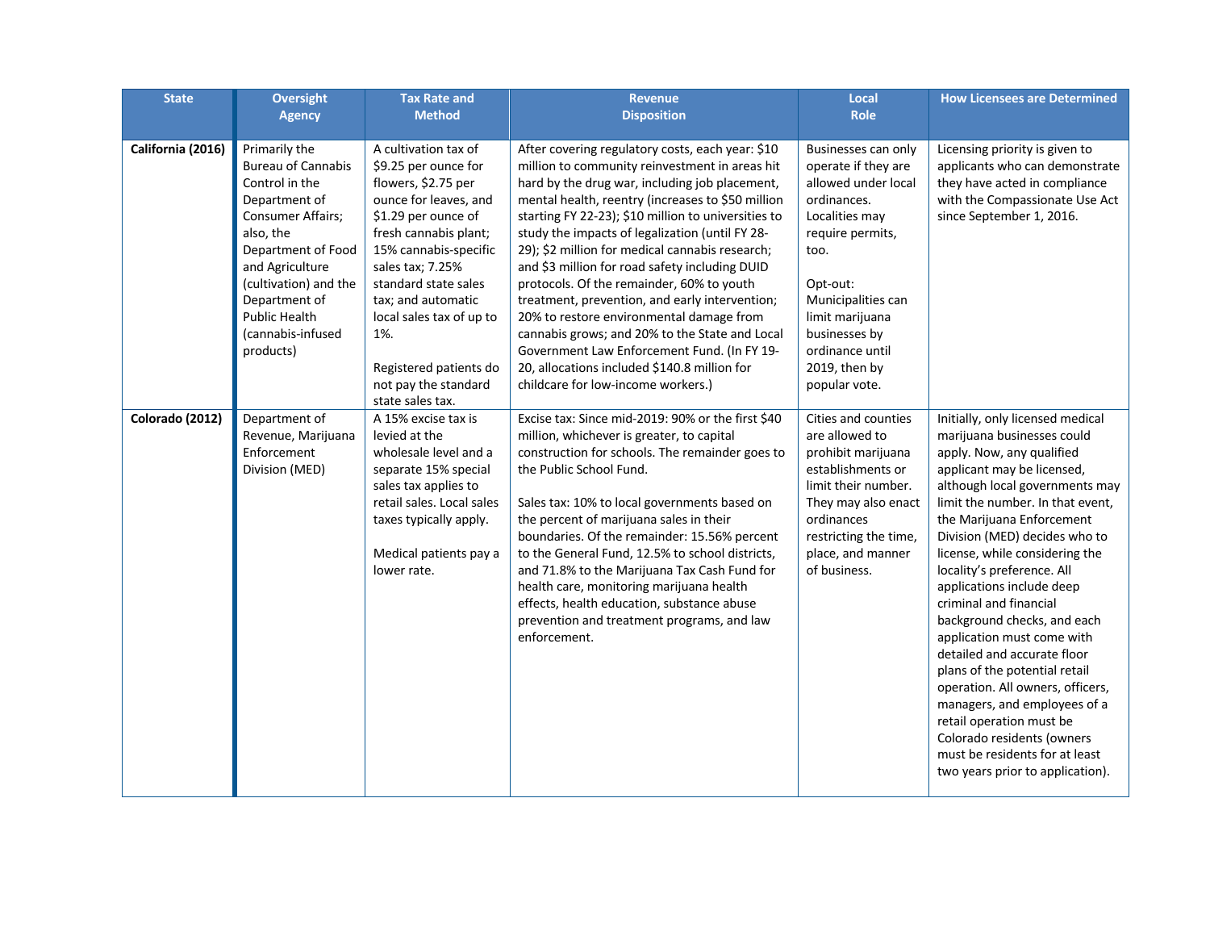| State | Oversight Agency | Tax Rate and Method | Revenue Disposition | Local Role | How Licensees are Determined |
|---|---|---|---|---|---|
| **California (2016)** | Primarily the Bureau of Cannabis Control in the Department of Consumer Affairs; also, the Department of Food and Agriculture (cultivation) and the Department of Public Health (cannabis-infused products) | A cultivation tax of $9.25 per ounce for flowers, $2.75 per ounce for leaves, and $1.29 per ounce of fresh cannabis plant; 15% cannabis-specific sales tax; 7.25% standard state sales tax; and automatic local sales tax of up to 1%.<br><br>Registered patients do not pay the standard state sales tax. | After covering regulatory costs, each year: $10 million to community reinvestment in areas hit hard by the drug war, including job placement, mental health, reentry (increases to $50 million starting FY 22-23); $10 million to universities to study the impacts of legalization (until FY 28-29); $2 million for medical cannabis research; and $3 million for road safety including DUID protocols. Of the remainder, 60% to youth treatment, prevention, and early intervention; 20% to restore environmental damage from cannabis grows; and 20% to the State and Local Government Law Enforcement Fund. (In FY 19-20, allocations included $140.8 million for childcare for low-income workers.) | Businesses can only operate if they are allowed under local ordinances. Localities may require permits, too.<br><br>Opt-out: Municipalities can limit marijuana businesses by ordinance until 2019, then by popular vote. | Licensing priority is given to applicants who can demonstrate they have acted in compliance with the Compassionate Use Act since September 1, 2016. |
| **Colorado (2012)** | Department of Revenue, Marijuana Enforcement Division (MED) | A 15% excise tax is levied at the wholesale level and a separate 15% special sales tax applies to retail sales. Local sales taxes typically apply.<br><br>Medical patients pay a lower rate. | Excise tax: Since mid-2019: 90% or the first $40 million, whichever is greater, to capital construction for schools. The remainder goes to the Public School Fund.<br><br>Sales tax: 10% to local governments based on the percent of marijuana sales in their boundaries. Of the remainder: 15.56% percent to the General Fund, 12.5% to school districts, and 71.8% to the Marijuana Tax Cash Fund for health care, monitoring marijuana health effects, health education, substance abuse prevention and treatment programs, and law enforcement. | Cities and counties are allowed to prohibit marijuana establishments or limit their number. They may also enact ordinances restricting the time, place, and manner of business. | Initially, only licensed medical marijuana businesses could apply. Now, any qualified applicant may be licensed, although local governments may limit the number. In that event, the Marijuana Enforcement Division (MED) decides who to license, while considering the locality's preference. All applications include deep criminal and financial background checks, and each application must come with detailed and accurate floor plans of the potential retail operation. All owners, officers, managers, and employees of a retail operation must be Colorado residents (owners must be residents for at least two years prior to application). |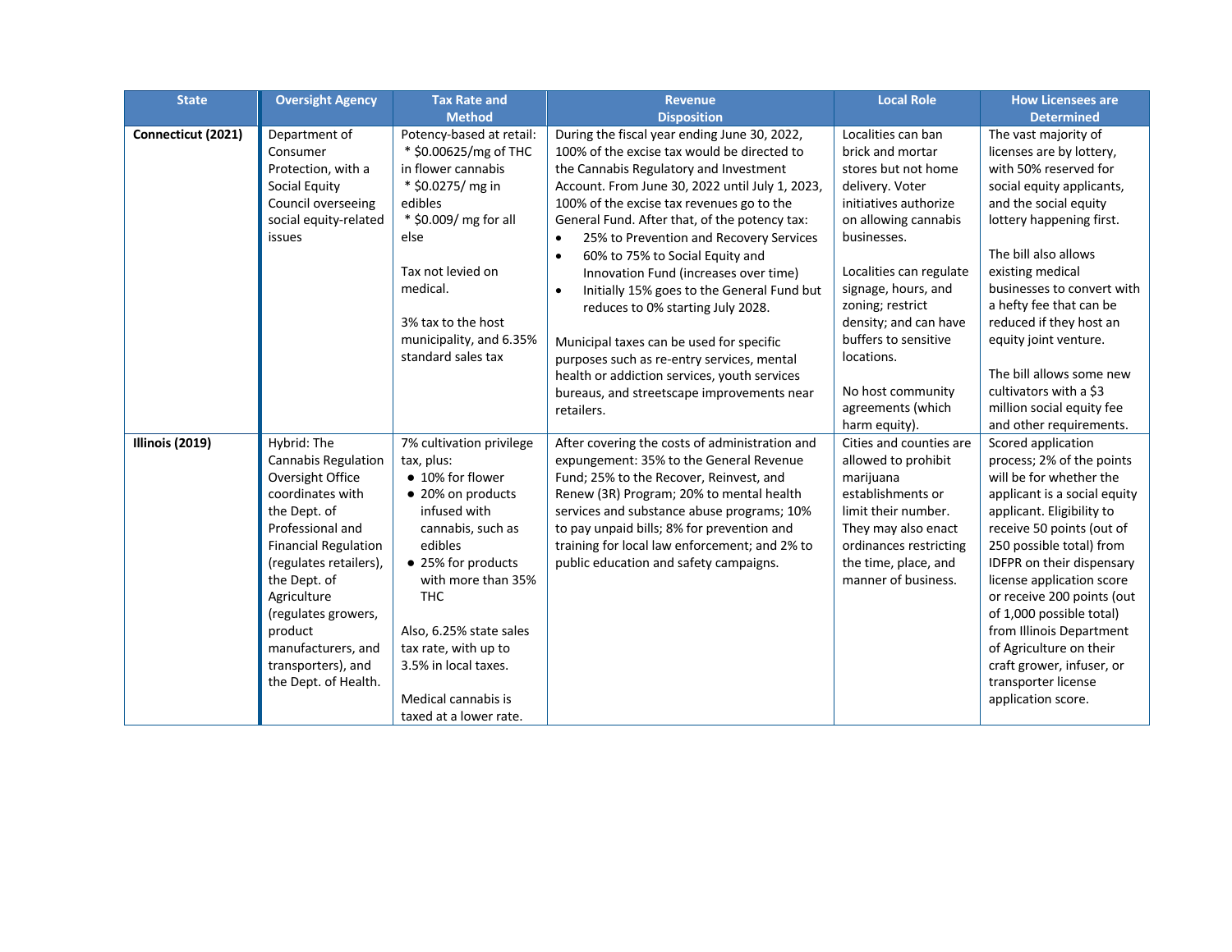| State | Oversight Agency | Tax Rate and Method | Revenue Disposition | Local Role | How Licensees are Determined |
|---|---|---|---|---|---|
| **Connecticut (2021)** | Department of Consumer Protection, with a Social Equity Council overseeing social equity-related issues | Potency-based at retail:<br>* $0.00625/mg of THC in flower cannabis<br>* $0.0275/ mg in edibles<br>* $0.009/ mg for all else<br><br>Tax not levied on medical.<br><br>3% tax to the host municipality, and 6.35% standard sales tax | During the fiscal year ending June 30, 2022, 100% of the excise tax would be directed to the Cannabis Regulatory and Investment Account. From June 30, 2022 until July 1, 2023, 100% of the excise tax revenues go to the General Fund. After that, of the potency tax:<br>• 25% to Prevention and Recovery Services<br>• 60% to 75% to Social Equity and Innovation Fund (increases over time)<br>• Initially 15% goes to the General Fund but reduces to 0% starting July 2028.<br><br>Municipal taxes can be used for specific purposes such as re-entry services, mental health or addiction services, youth services bureaus, and streetscape improvements near retailers. | Localities can ban brick and mortar stores but not home delivery. Voter initiatives authorize on allowing cannabis businesses.<br><br>Localities can regulate signage, hours, and zoning; restrict density; and can have buffers to sensitive locations.<br><br>No host community agreements (which harm equity). | The vast majority of licenses are by lottery, with 50% reserved for social equity applicants, and the social equity lottery happening first.<br><br>The bill also allows existing medical businesses to convert with a hefty fee that can be reduced if they host an equity joint venture.<br><br>The bill allows some new cultivators with a $3 million social equity fee and other requirements. |
| **Illinois (2019)** | Hybrid: The Cannabis Regulation Oversight Office coordinates with the Dept. of Professional and Financial Regulation (regulates retailers), the Dept. of Agriculture (regulates growers, product manufacturers, and transporters), and the Dept. of Health. | 7% cultivation privilege tax, plus:<br>• 10% for flower<br>• 20% on products infused with cannabis, such as edibles<br>• 25% for products with more than 35% THC<br><br>Also, 6.25% state sales tax rate, with up to 3.5% in local taxes.<br><br>Medical cannabis is taxed at a lower rate. | After covering the costs of administration and expungement: 35% to the General Revenue Fund; 25% to the Recover, Reinvest, and Renew (3R) Program; 20% to mental health services and substance abuse programs; 10% to pay unpaid bills; 8% for prevention and training for local law enforcement; and 2% to public education and safety campaigns. | Cities and counties are allowed to prohibit marijuana establishments or limit their number. They may also enact ordinances restricting the time, place, and manner of business. | Scored application process; 2% of the points will be for whether the applicant is a social equity applicant. Eligibility to receive 50 points (out of 250 possible total) from IDFPR on their dispensary license application score or receive 200 points (out of 1,000 possible total) from Illinois Department of Agriculture on their craft grower, infuser, or transporter license application score. |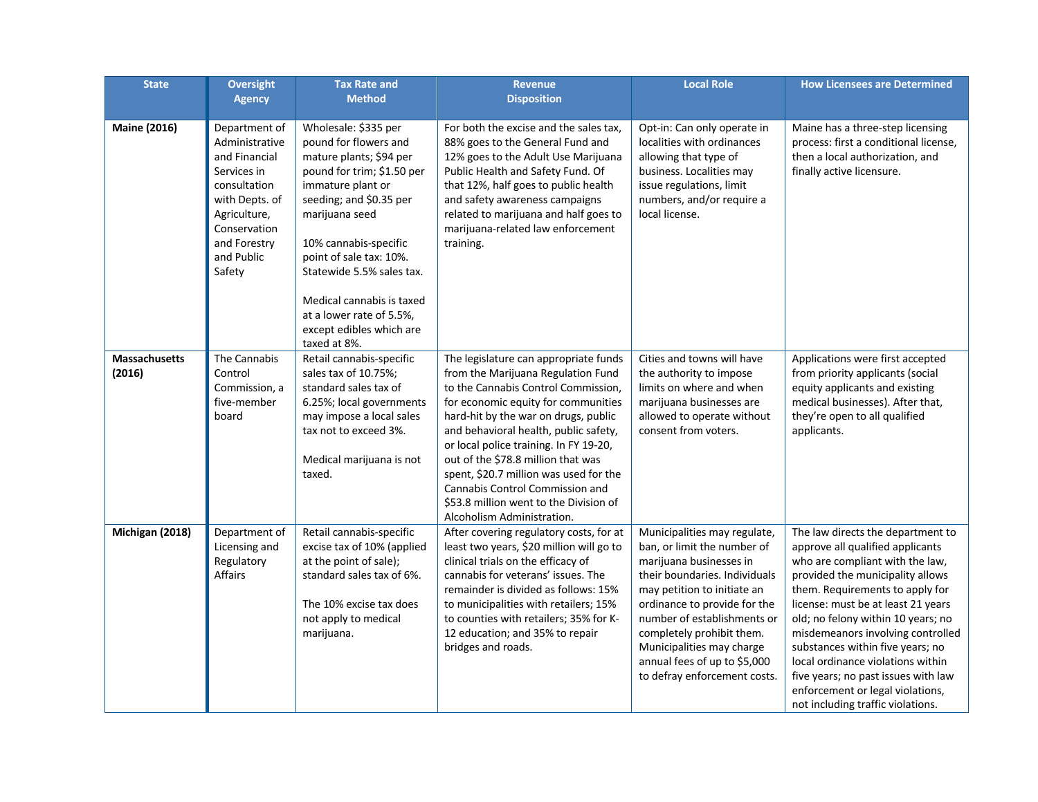| State | Oversight Agency | Tax Rate and Method | Revenue Disposition | Local Role | How Licensees are Determined |
|---|---|---|---|---|---|
| **Maine (2016)** | Department of Administrative and Financial Services in consultation with Depts. of Agriculture, Conservation and Forestry and Public Safety | Wholesale: $335 per pound for flowers and mature plants; $94 per pound for trim; $1.50 per immature plant or seeding; and $0.35 per marijuana seed<br><br>10% cannabis-specific point of sale tax: 10%. Statewide 5.5% sales tax.<br><br>Medical cannabis is taxed at a lower rate of 5.5%, except edibles which are taxed at 8%. | For both the excise and the sales tax, 88% goes to the General Fund and 12% goes to the Adult Use Marijuana Public Health and Safety Fund. Of that 12%, half goes to public health and safety awareness campaigns related to marijuana and half goes to marijuana-related law enforcement training. | Opt-in: Can only operate in localities with ordinances allowing that type of business. Localities may issue regulations, limit numbers, and/or require a local license. | Maine has a three-step licensing process: first a conditional license, then a local authorization, and finally active licensure. |
| **Massachusetts (2016)** | The Cannabis Control Commission, a five-member board | Retail cannabis-specific sales tax of 10.75%; standard sales tax of 6.25%; local governments may impose a local sales tax not to exceed 3%.<br><br>Medical marijuana is not taxed. | The legislature can appropriate funds from the Marijuana Regulation Fund to the Cannabis Control Commission, for economic equity for communities hard-hit by the war on drugs, public and behavioral health, public safety, or local police training. In FY 19-20, out of the $78.8 million that was spent, $20.7 million was used for the Cannabis Control Commission and $53.8 million went to the Division of Alcoholism Administration. | Cities and towns will have the authority to impose limits on where and when marijuana businesses are allowed to operate without consent from voters. | Applications were first accepted from priority applicants (social equity applicants and existing medical businesses). After that, they're open to all qualified applicants. |
| **Michigan (2018)** | Department of Licensing and Regulatory Affairs | Retail cannabis-specific excise tax of 10% (applied at the point of sale); standard sales tax of 6%.<br><br>The 10% excise tax does not apply to medical marijuana. | After covering regulatory costs, for at least two years, $20 million will go to clinical trials on the efficacy of cannabis for veterans' issues. The remainder is divided as follows: 15% to municipalities with retailers; 15% to counties with retailers; 35% for K-12 education; and 35% to repair bridges and roads. | Municipalities may regulate, ban, or limit the number of marijuana businesses in their boundaries. Individuals may petition to initiate an ordinance to provide for the number of establishments or completely prohibit them. Municipalities may charge annual fees of up to $5,000 to defray enforcement costs. | The law directs the department to approve all qualified applicants who are compliant with the law, provided the municipality allows them. Requirements to apply for license: must be at least 21 years old; no felony within 10 years; no misdemeanors involving controlled substances within five years; no local ordinance violations within five years; no past issues with law enforcement or legal violations, not including traffic violations. |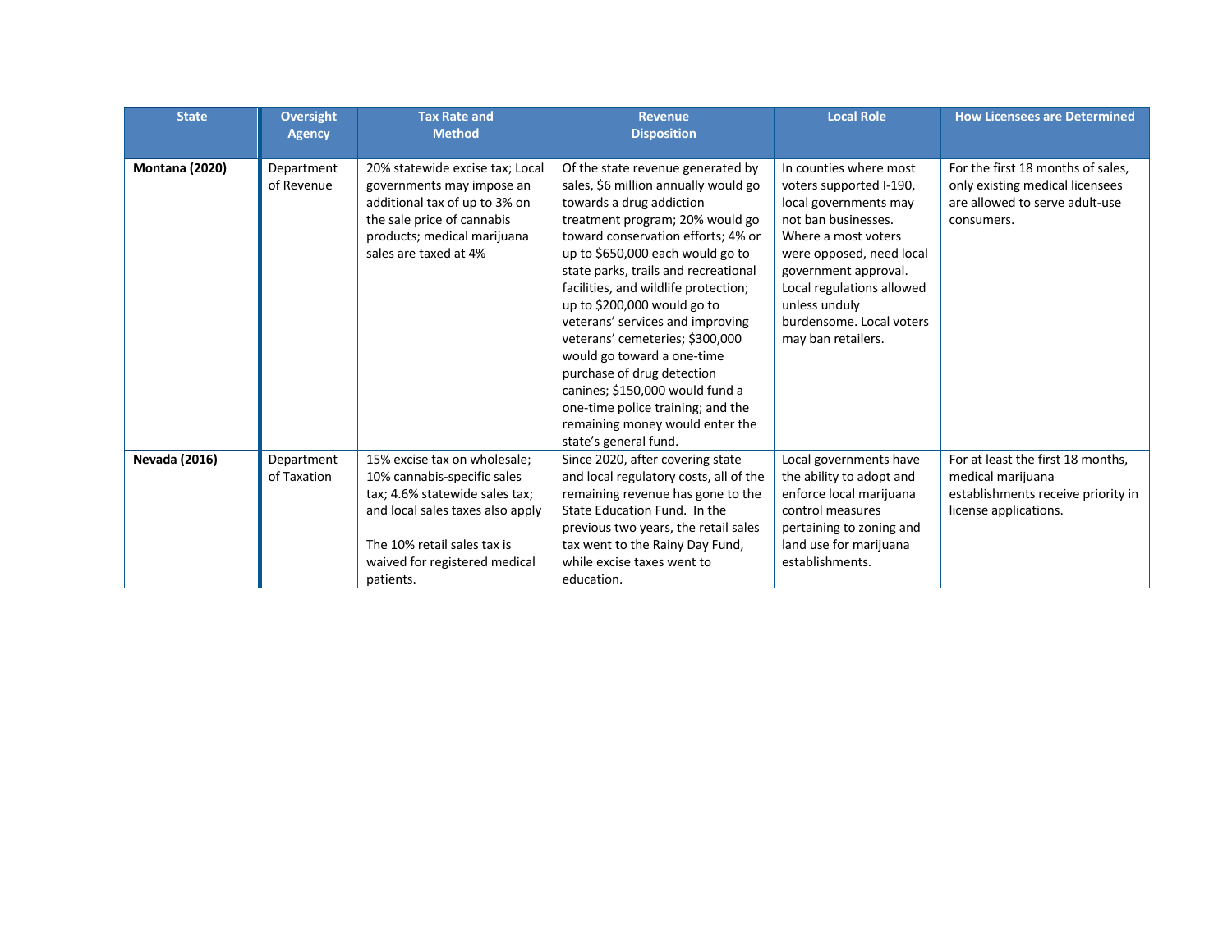| State | Oversight Agency | Tax Rate and Method | Revenue Disposition | Local Role | How Licensees are Determined |
|---|---|---|---|---|---|
| **Montana (2020)** | Department of Revenue | 20% statewide excise tax; Local governments may impose an additional tax of up to 3% on the sale price of cannabis products; medical marijuana sales are taxed at 4% | Of the state revenue generated by sales, $6 million annually would go towards a drug addiction treatment program; 20% would go toward conservation efforts; 4% or up to $650,000 each would go to state parks, trails and recreational facilities, and wildlife protection; up to $200,000 would go to veterans' services and improving veterans' cemeteries; $300,000 would go toward a one-time purchase of drug detection canines; $150,000 would fund a one-time police training; and the remaining money would enter the state's general fund. | In counties where most voters supported I-190, local governments may not ban businesses. Where a most voters were opposed, need local government approval. Local regulations allowed unless unduly burdensome. Local voters may ban retailers. | For the first 18 months of sales, only existing medical licensees are allowed to serve adult-use consumers. |
| **Nevada (2016)** | Department of Taxation | 15% excise tax on wholesale; 10% cannabis-specific sales tax; 4.6% statewide sales tax; and local sales taxes also apply<br><br>The 10% retail sales tax is waived for registered medical patients. | Since 2020, after covering state and local regulatory costs, all of the remaining revenue has gone to the State Education Fund. In the previous two years, the retail sales tax went to the Rainy Day Fund, while excise taxes went to education. | Local governments have the ability to adopt and enforce local marijuana control measures pertaining to zoning and land use for marijuana establishments. | For at least the first 18 months, medical marijuana establishments receive priority in license applications. |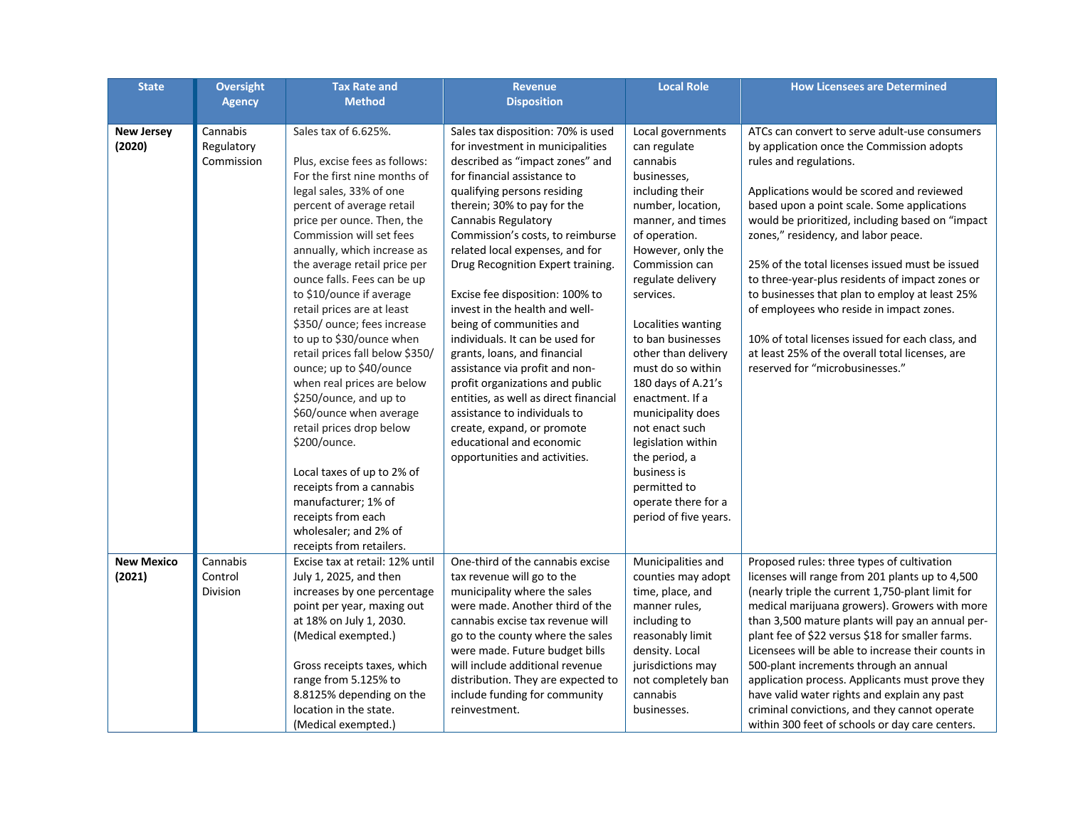| State | Oversight Agency | Tax Rate and Method | Revenue Disposition | Local Role | How Licensees are Determined |
|---|---|---|---|---|---|
| **New Jersey (2020)** | Cannabis Regulatory Commission | Sales tax of 6.625%.<br><br>Plus, excise fees as follows: For the first nine months of legal sales, 33% of one percent of average retail price per ounce. Then, the Commission will set fees annually, which increase as the average retail price per ounce falls. Fees can be up to $10/ounce if average retail prices are at least $350/ ounce; fees increase to up to $30/ounce when retail prices fall below $350/ ounce; up to $40/ounce when real prices are below $250/ounce, and up to $60/ounce when average retail prices drop below $200/ounce.<br><br>Local taxes of up to 2% of receipts from a cannabis manufacturer; 1% of receipts from each wholesaler; and 2% of receipts from retailers. | Sales tax disposition: 70% is used for investment in municipalities described as "impact zones" and for financial assistance to qualifying persons residing therein; 30% to pay for the Cannabis Regulatory Commission's costs, to reimburse related local expenses, and for Drug Recognition Expert training.<br><br>Excise fee disposition: 100% to invest in the health and well-being of communities and individuals. It can be used for grants, loans, and financial assistance via profit and non-profit organizations and public entities, as well as direct financial assistance to individuals to create, expand, or promote educational and economic opportunities and activities. | Local governments can regulate cannabis businesses, including their number, location, manner, and times of operation. However, only the Commission can regulate delivery services.<br><br>Localities wanting to ban businesses other than delivery must do so within 180 days of A.21's enactment. If a municipality does not enact such legislation within the period, a business is permitted to operate there for a period of five years. | ATCs can convert to serve adult-use consumers by application once the Commission adopts rules and regulations.<br><br>Applications would be scored and reviewed based upon a point scale. Some applications would be prioritized, including based on "impact zones," residency, and labor peace.<br><br>25% of the total licenses issued must be issued to three-year-plus residents of impact zones or to businesses that plan to employ at least 25% of employees who reside in impact zones.<br><br>10% of total licenses issued for each class, and at least 25% of the overall total licenses, are reserved for "microbusinesses." |
| **New Mexico (2021)** | Cannabis Control Division | Excise tax at retail: 12% until July 1, 2025, and then increases by one percentage point per year, maxing out at 18% on July 1, 2030. (Medical exempted.)<br><br>Gross receipts taxes, which range from 5.125% to 8.8125% depending on the location in the state. (Medical exempted.) | One-third of the cannabis excise tax revenue will go to the municipality where the sales were made. Another third of the cannabis excise tax revenue will go to the county where the sales were made. Future budget bills will include additional revenue distribution. They are expected to include funding for community reinvestment. | Municipalities and counties may adopt time, place, and manner rules, including to reasonably limit density. Local jurisdictions may not completely ban cannabis businesses. | Proposed rules: three types of cultivation licenses will range from 201 plants up to 4,500 (nearly triple the current 1,750-plant limit for medical marijuana growers). Growers with more than 3,500 mature plants will pay an annual per-plant fee of $22 versus $18 for smaller farms. Licensees will be able to increase their counts in 500-plant increments through an annual application process. Applicants must prove they have valid water rights and explain any past criminal convictions, and they cannot operate within 300 feet of schools or day care centers. |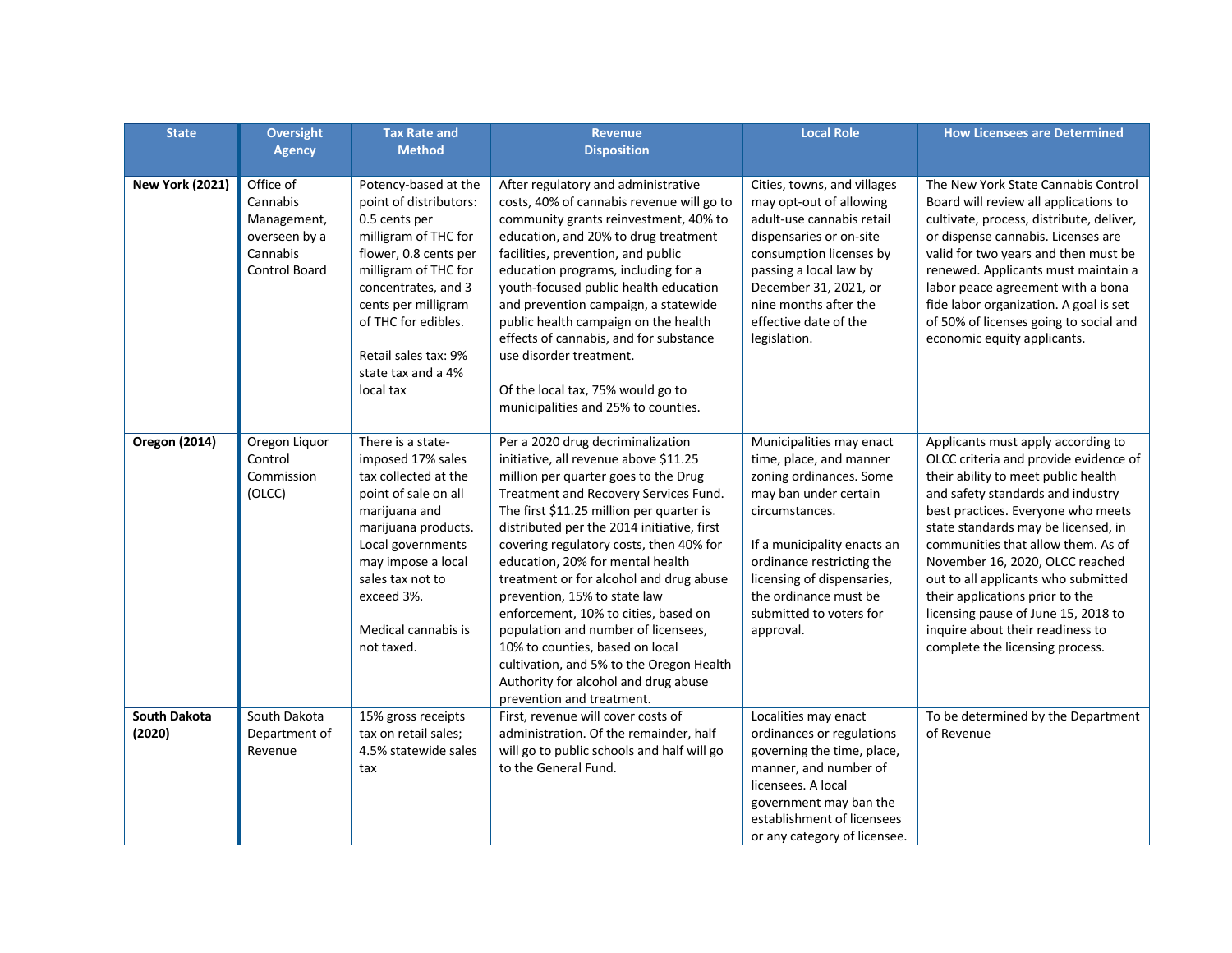| State | Oversight Agency | Tax Rate and Method | Revenue Disposition | Local Role | How Licensees are Determined |
|---|---|---|---|---|---|
| **New York (2021)** | Office of Cannabis Management, overseen by a Cannabis Control Board | Potency-based at the point of distributors: 0.5 cents per milligram of THC for flower, 0.8 cents per milligram of THC for concentrates, and 3 cents per milligram of THC for edibles.<br><br>Retail sales tax: 9% state tax and a 4% local tax | After regulatory and administrative costs, 40% of cannabis revenue will go to community grants reinvestment, 40% to education, and 20% to drug treatment facilities, prevention, and public education programs, including for a youth-focused public health education and prevention campaign, a statewide public health campaign on the health effects of cannabis, and for substance use disorder treatment.<br><br>Of the local tax, 75% would go to municipalities and 25% to counties. | Cities, towns, and villages may opt-out of allowing adult-use cannabis retail dispensaries or on-site consumption licenses by passing a local law by December 31, 2021, or nine months after the effective date of the legislation. | The New York State Cannabis Control Board will review all applications to cultivate, process, distribute, deliver, or dispense cannabis. Licenses are valid for two years and then must be renewed. Applicants must maintain a labor peace agreement with a bona fide labor organization. A goal is set of 50% of licenses going to social and economic equity applicants. |
| **Oregon (2014)** | Oregon Liquor Control Commission (OLCC) | There is a state-imposed 17% sales tax collected at the point of sale on all marijuana and marijuana products. Local governments may impose a local sales tax not to exceed 3%.<br><br>Medical cannabis is not taxed. | Per a 2020 drug decriminalization initiative, all revenue above $11.25 million per quarter goes to the Drug Treatment and Recovery Services Fund. The first $11.25 million per quarter is distributed per the 2014 initiative, first covering regulatory costs, then 40% for education, 20% for mental health treatment or for alcohol and drug abuse prevention, 15% to state law enforcement, 10% to cities, based on population and number of licensees, 10% to counties, based on local cultivation, and 5% to the Oregon Health Authority for alcohol and drug abuse prevention and treatment. | Municipalities may enact time, place, and manner zoning ordinances. Some may ban under certain circumstances.<br><br>If a municipality enacts an ordinance restricting the licensing of dispensaries, the ordinance must be submitted to voters for approval. | Applicants must apply according to OLCC criteria and provide evidence of their ability to meet public health and safety standards and industry best practices. Everyone who meets state standards may be licensed, in communities that allow them. As of November 16, 2020, OLCC reached out to all applicants who submitted their applications prior to the licensing pause of June 15, 2018 to inquire about their readiness to complete the licensing process. |
| **South Dakota (2020)** | South Dakota Department of Revenue | 15% gross receipts tax on retail sales; 4.5% statewide sales tax | First, revenue will cover costs of administration. Of the remainder, half will go to public schools and half will go to the General Fund. | Localities may enact ordinances or regulations governing the time, place, manner, and number of licensees. A local government may ban the establishment of licensees or any category of licensee. | To be determined by the Department of Revenue |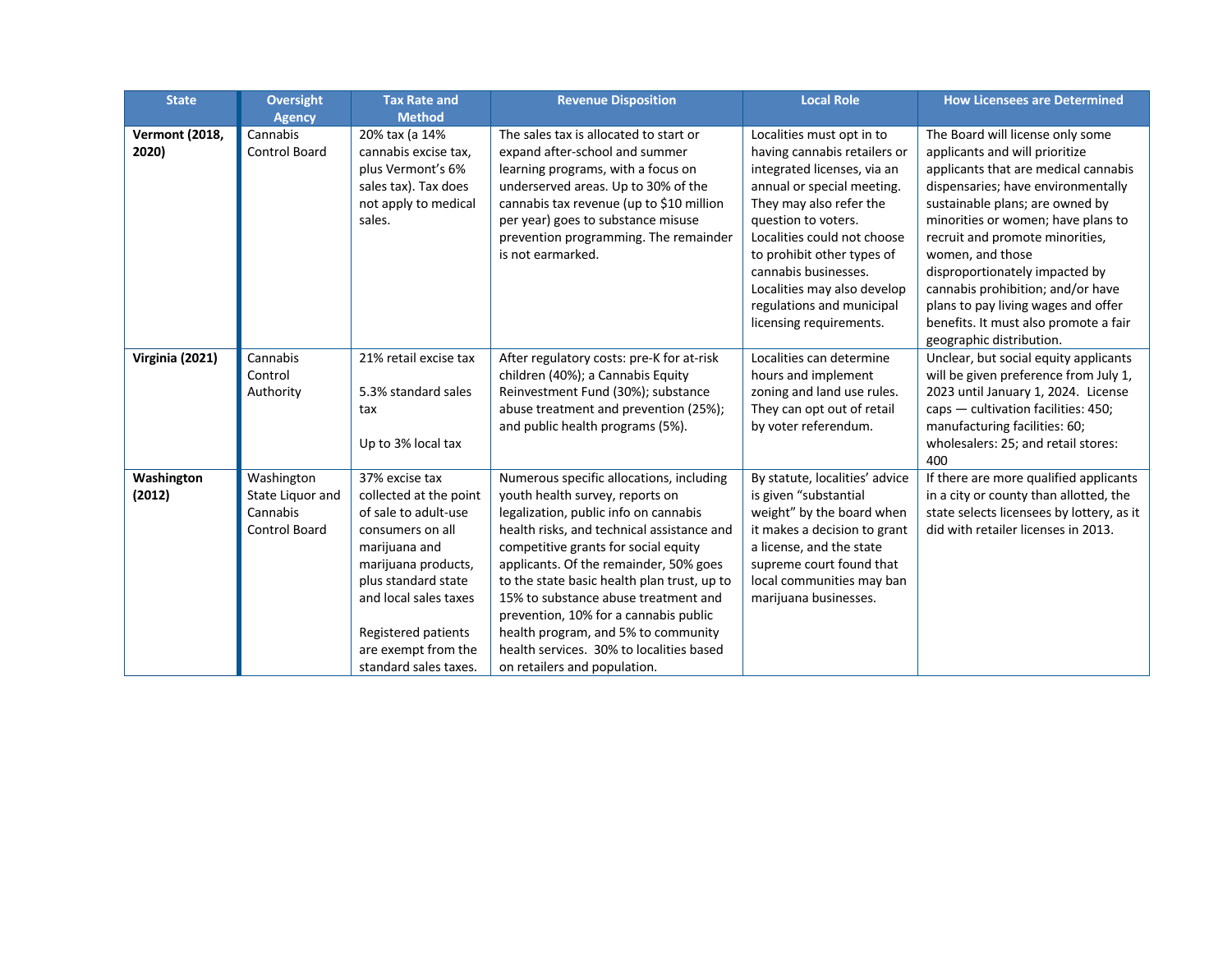| State | Oversight Agency | Tax Rate and Method | Revenue Disposition | Local Role | How Licensees are Determined |
|---|---|---|---|---|---|
| **Vermont (2018, 2020)** | Cannabis Control Board | 20% tax (a 14% cannabis excise tax, plus Vermont's 6% sales tax). Tax does not apply to medical sales. | The sales tax is allocated to start or expand after-school and summer learning programs, with a focus on underserved areas. Up to 30% of the cannabis tax revenue (up to $10 million per year) goes to substance misuse prevention programming. The remainder is not earmarked. | Localities must opt in to having cannabis retailers or integrated licenses, via an annual or special meeting. They may also refer the question to voters. Localities could not choose to prohibit other types of cannabis businesses. Localities may also develop regulations and municipal licensing requirements. | The Board will license only some applicants and will prioritize applicants that are medical cannabis dispensaries; have environmentally sustainable plans; are owned by minorities or women; have plans to recruit and promote minorities, women, and those disproportionately impacted by cannabis prohibition; and/or have plans to pay living wages and offer benefits. It must also promote a fair geographic distribution. |
| **Virginia (2021)** | Cannabis Control Authority | 21% retail excise tax<br><br>5.3% standard sales tax<br><br>Up to 3% local tax | After regulatory costs: pre-K for at-risk children (40%); a Cannabis Equity Reinvestment Fund (30%); substance abuse treatment and prevention (25%); and public health programs (5%). | Localities can determine hours and implement zoning and land use rules. They can opt out of retail by voter referendum. | Unclear, but social equity applicants will be given preference from July 1, 2023 until January 1, 2024. License caps — cultivation facilities: 450; manufacturing facilities: 60; wholesalers: 25; and retail stores: 400 |
| **Washington (2012)** | Washington State Liquor and Cannabis Control Board | 37% excise tax collected at the point of sale to adult-use consumers on all marijuana and marijuana products, plus standard state and local sales taxes<br><br>Registered patients are exempt from the standard sales taxes. | Numerous specific allocations, including youth health survey, reports on legalization, public info on cannabis health risks, and technical assistance and competitive grants for social equity applicants. Of the remainder, 50% goes to the state basic health plan trust, up to 15% to substance abuse treatment and prevention, 10% for a cannabis public health program, and 5% to community health services. 30% to localities based on retailers and population. | By statute, localities' advice is given "substantial weight" by the board when it makes a decision to grant a license, and the state supreme court found that local communities may ban marijuana businesses. | If there are more qualified applicants in a city or county than allotted, the state selects licensees by lottery, as it did with retailer licenses in 2013. |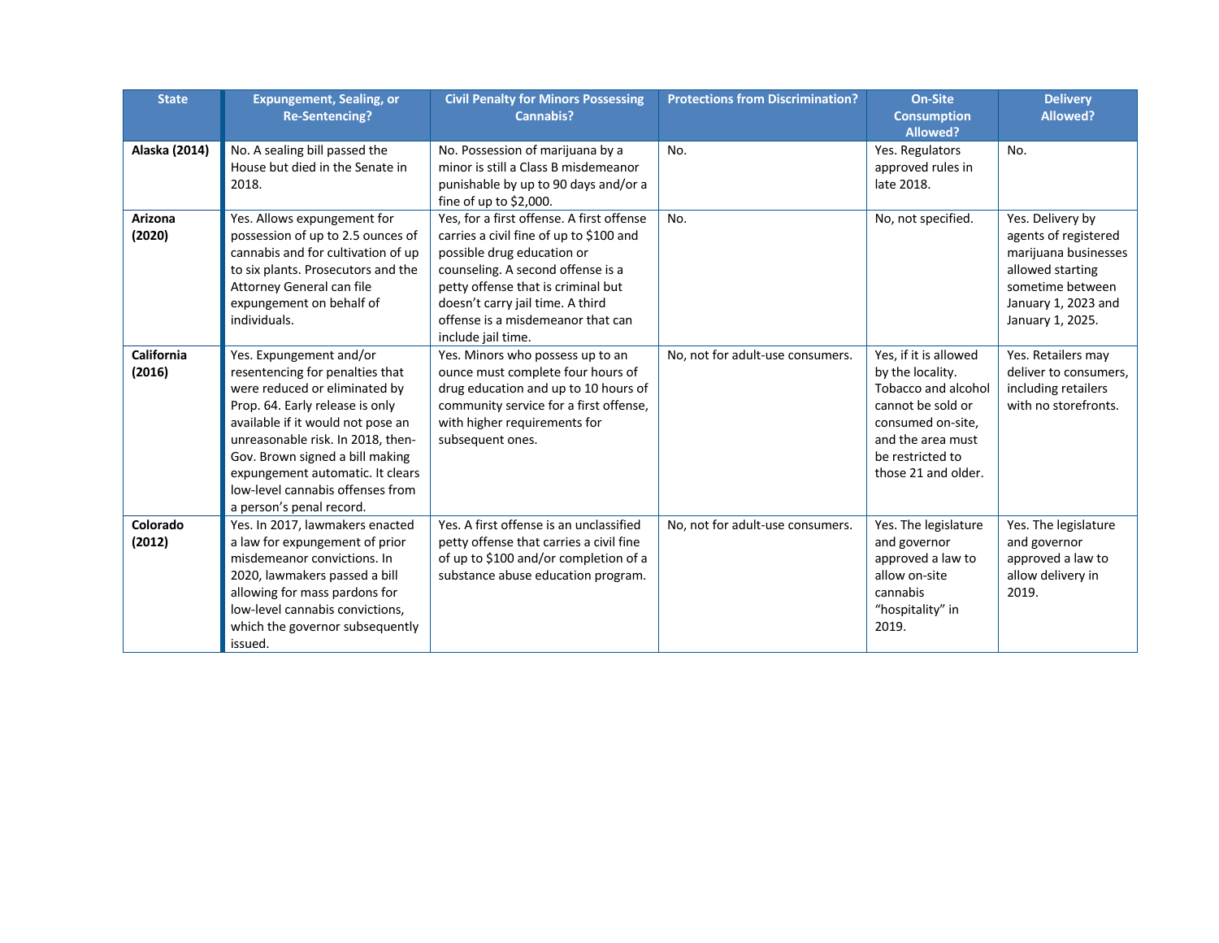| State | Expungement, Sealing, or Re-Sentencing? | Civil Penalty for Minors Possessing Cannabis? | Protections from Discrimination? | On-Site Consumption Allowed? | Delivery Allowed? |
|---|---|---|---|---|---|
| **Alaska (2014)** | No. A sealing bill passed the House but died in the Senate in 2018. | No. Possession of marijuana by a minor is still a Class B misdemeanor punishable by up to 90 days and/or a fine of up to $2,000. | No. | Yes. Regulators approved rules in late 2018. | No. |
| **Arizona (2020)** | Yes. Allows expungement for possession of up to 2.5 ounces of cannabis and for cultivation of up to six plants. Prosecutors and the Attorney General can file expungement on behalf of individuals. | Yes, for a first offense. A first offense carries a civil fine of up to $100 and possible drug education or counseling. A second offense is a petty offense that is criminal but doesn't carry jail time. A third offense is a misdemeanor that can include jail time. | No. | No, not specified. | Yes. Delivery by agents of registered marijuana businesses allowed starting sometime between January 1, 2023 and January 1, 2025. |
| **California (2016)** | Yes. Expungement and/or resentencing for penalties that were reduced or eliminated by Prop. 64. Early release is only available if it would not pose an unreasonable risk. In 2018, then-Gov. Brown signed a bill making expungement automatic. It clears low-level cannabis offenses from a person's penal record. | Yes. Minors who possess up to an ounce must complete four hours of drug education and up to 10 hours of community service for a first offense, with higher requirements for subsequent ones. | No, not for adult-use consumers. | Yes, if it is allowed by the locality. Tobacco and alcohol cannot be sold or consumed on-site, and the area must be restricted to those 21 and older. | Yes. Retailers may deliver to consumers, including retailers with no storefronts. |
| **Colorado (2012)** | Yes. In 2017, lawmakers enacted a law for expungement of prior misdemeanor convictions. In 2020, lawmakers passed a bill allowing for mass pardons for low-level cannabis convictions, which the governor subsequently issued. | Yes. A first offense is an unclassified petty offense that carries a civil fine of up to $100 and/or completion of a substance abuse education program. | No, not for adult-use consumers. | Yes. The legislature and governor approved a law to allow on-site cannabis "hospitality" in 2019. | Yes. The legislature and governor approved a law to allow delivery in 2019. |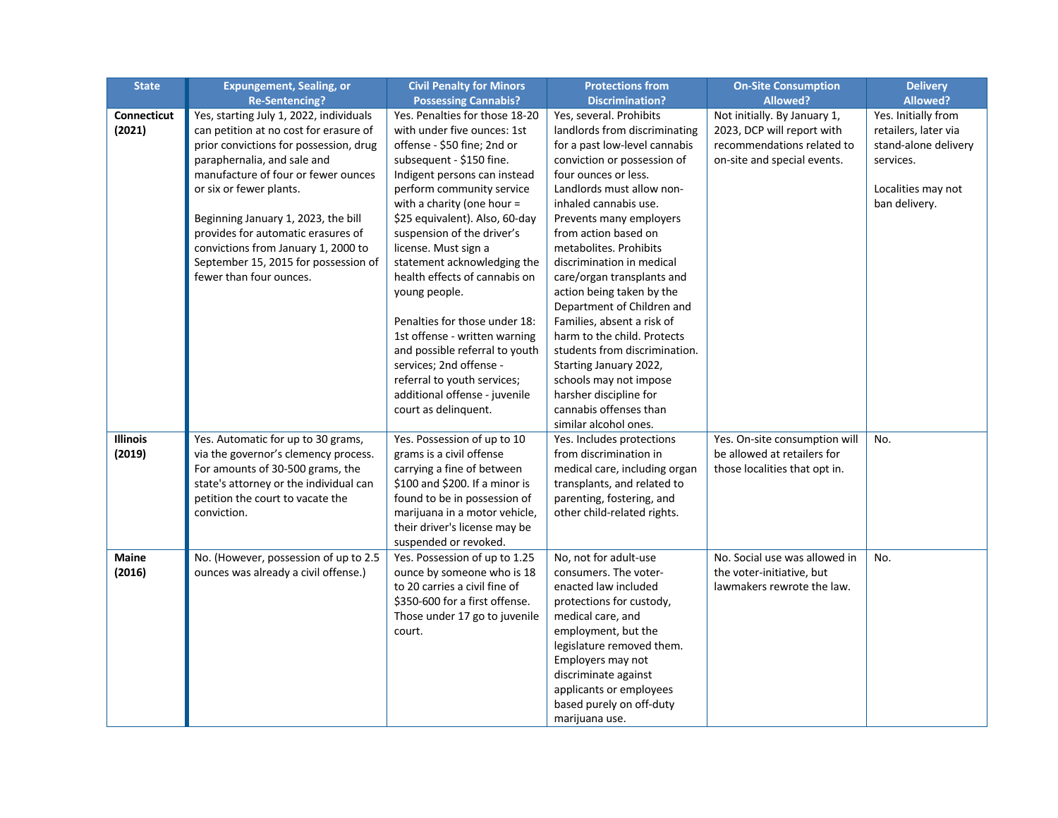| State | Expungement, Sealing, or Re-Sentencing? | Civil Penalty for Minors Possessing Cannabis? | Protections from Discrimination? | On-Site Consumption Allowed? | Delivery Allowed? |
|---|---|---|---|---|---|
| **Connecticut (2021)** | Yes, starting July 1, 2022, individuals can petition at no cost for erasure of prior convictions for possession, drug paraphernalia, and sale and manufacture of four or fewer ounces or six or fewer plants.<br><br>Beginning January 1, 2023, the bill provides for automatic erasures of convictions from January 1, 2000 to September 15, 2015 for possession of fewer than four ounces. | Yes. Penalties for those 18-20 with under five ounces: 1st offense - $50 fine; 2nd or subsequent - $150 fine. Indigent persons can instead perform community service with a charity (one hour = $25 equivalent). Also, 60-day suspension of the driver's license. Must sign a statement acknowledging the health effects of cannabis on young people.<br><br>Penalties for those under 18: 1st offense - written warning and possible referral to youth services; 2nd offense - referral to youth services; additional offense - juvenile court as delinquent. | Yes, several. Prohibits landlords from discriminating for a past low-level cannabis conviction or possession of four ounces or less. Landlords must allow non-inhaled cannabis use. Prevents many employers from action based on metabolites. Prohibits discrimination in medical care/organ transplants and action being taken by the Department of Children and Families, absent a risk of harm to the child. Protects students from discrimination. Starting January 2022, schools may not impose harsher discipline for cannabis offenses than similar alcohol ones. | Not initially. By January 1, 2023, DCP will report with recommendations related to on-site and special events. | Yes. Initially from retailers, later via stand-alone delivery services.<br><br>Localities may not ban delivery. |
| **Illinois (2019)** | Yes. Automatic for up to 30 grams, via the governor's clemency process. For amounts of 30-500 grams, the state's attorney or the individual can petition the court to vacate the conviction. | Yes. Possession of up to 10 grams is a civil offense carrying a fine of between $100 and $200. If a minor is found to be in possession of marijuana in a motor vehicle, their driver's license may be suspended or revoked. | Yes. Includes protections from discrimination in medical care, including organ transplants, and related to parenting, fostering, and other child-related rights. | Yes. On-site consumption will be allowed at retailers for those localities that opt in. | No. |
| **Maine (2016)** | No. (However, possession of up to 2.5 ounces was already a civil offense.) | Yes. Possession of up to 1.25 ounce by someone who is 18 to 20 carries a civil fine of $350-600 for a first offense. Those under 17 go to juvenile court. | No, not for adult-use consumers. The voter-enacted law included protections for custody, medical care, and employment, but the legislature removed them. Employers may not discriminate against applicants or employees based purely on off-duty marijuana use. | No. Social use was allowed in the voter-initiative, but lawmakers rewrote the law. | No. |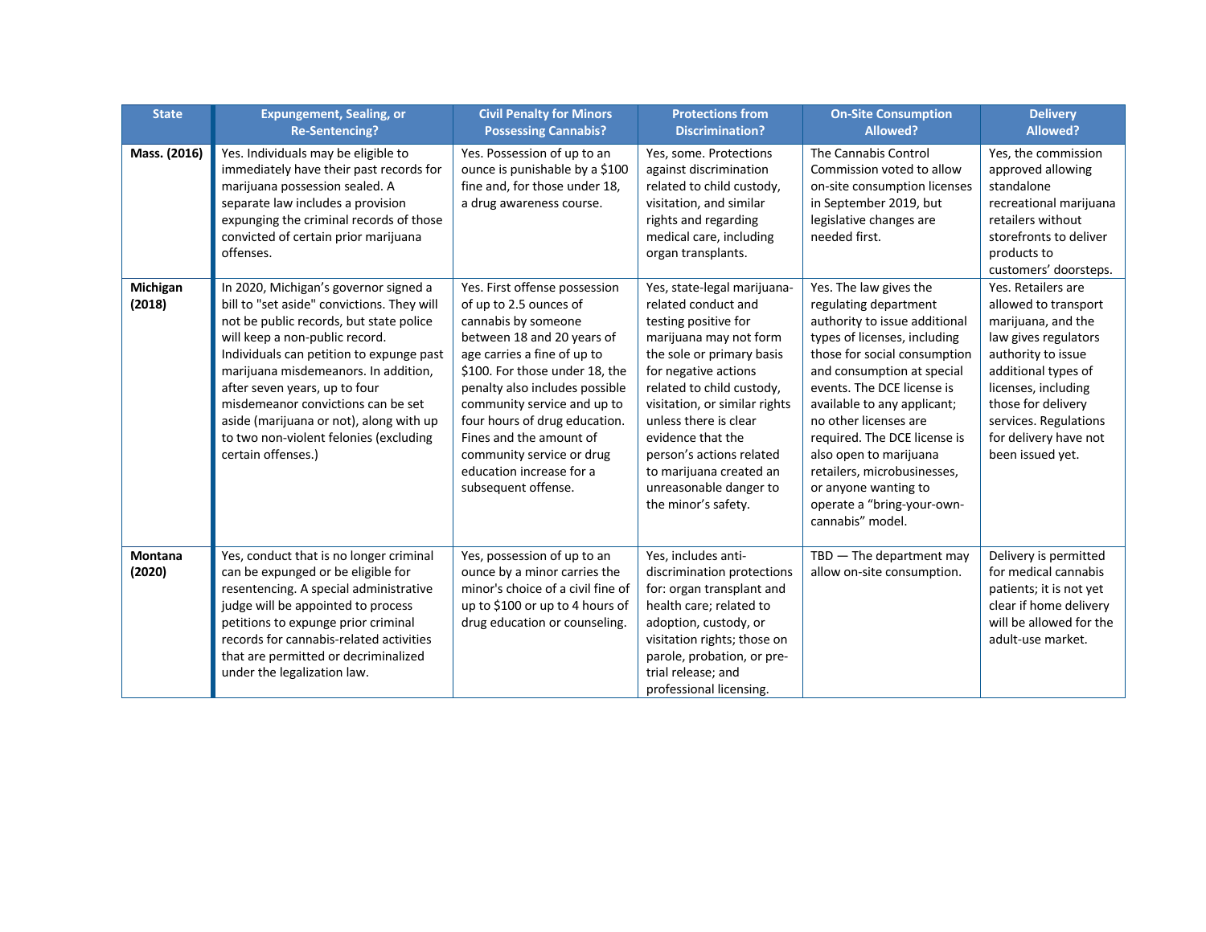| State | Expungement, Sealing, or Re-Sentencing? | Civil Penalty for Minors Possessing Cannabis? | Protections from Discrimination? | On-Site Consumption Allowed? | Delivery Allowed? |
|---|---|---|---|---|---|
| **Mass. (2016)** | Yes. Individuals may be eligible to immediately have their past records for marijuana possession sealed. A separate law includes a provision expunging the criminal records of those convicted of certain prior marijuana offenses. | Yes. Possession of up to an ounce is punishable by a $100 fine and, for those under 18, a drug awareness course. | Yes, some. Protections against discrimination related to child custody, visitation, and similar rights and regarding medical care, including organ transplants. | The Cannabis Control Commission voted to allow on-site consumption licenses in September 2019, but legislative changes are needed first. | Yes, the commission approved allowing standalone recreational marijuana retailers without storefronts to deliver products to customers' doorsteps. |
| **Michigan (2018)** | In 2020, Michigan's governor signed a bill to "set aside" convictions. They will not be public records, but state police will keep a non-public record. Individuals can petition to expunge past marijuana misdemeanors. In addition, after seven years, up to four misdemeanor convictions can be set aside (marijuana or not), along with up to two non-violent felonies (excluding certain offenses.) | Yes. First offense possession of up to 2.5 ounces of cannabis by someone between 18 and 20 years of age carries a fine of up to $100. For those under 18, the penalty also includes possible community service and up to four hours of drug education. Fines and the amount of community service or drug education increase for a subsequent offense. | Yes, state-legal marijuana-related conduct and testing positive for marijuana may not form the sole or primary basis for negative actions related to child custody, visitation, or similar rights unless there is clear evidence that the person's actions related to marijuana created an unreasonable danger to the minor's safety. | Yes. The law gives the regulating department authority to issue additional types of licenses, including those for social consumption and consumption at special events. The DCE license is available to any applicant; no other licenses are required. The DCE license is also open to marijuana retailers, microbusinesses, or anyone wanting to operate a "bring-your-own-cannabis" model. | Yes. Retailers are allowed to transport marijuana, and the law gives regulators authority to issue additional types of licenses, including those for delivery services. Regulations for delivery have not been issued yet. |
| **Montana (2020)** | Yes, conduct that is no longer criminal can be expunged or be eligible for resentencing. A special administrative judge will be appointed to process petitions to expunge prior criminal records for cannabis-related activities that are permitted or decriminalized under the legalization law. | Yes, possession of up to an ounce by a minor carries the minor's choice of a civil fine of up to $100 or up to 4 hours of drug education or counseling. | Yes, includes anti-discrimination protections for: organ transplant and health care; related to adoption, custody, or visitation rights; those on parole, probation, or pre-trial release; and professional licensing. | TBD — The department may allow on-site consumption. | Delivery is permitted for medical cannabis patients; it is not yet clear if home delivery will be allowed for the adult-use market. |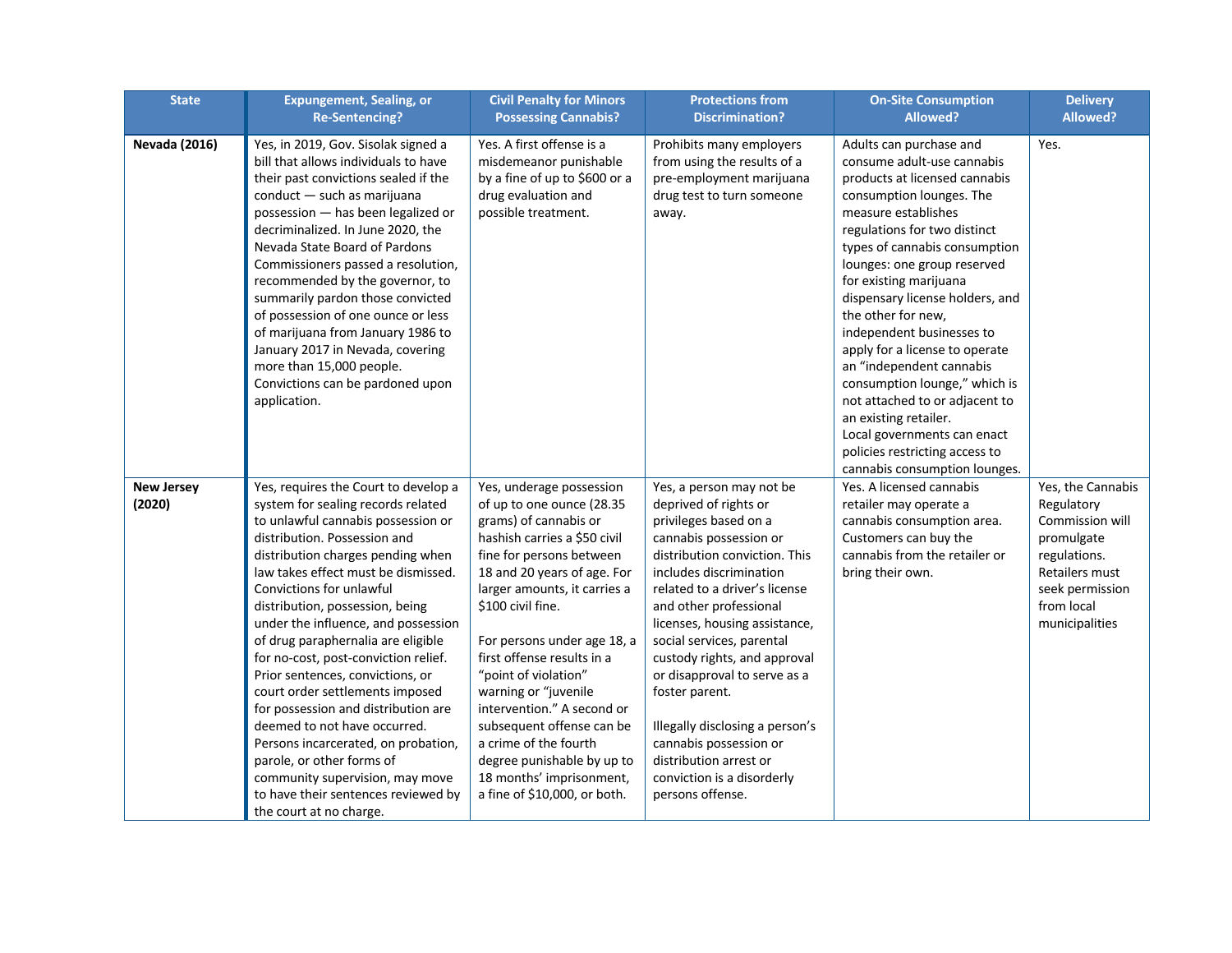| State | Expungement, Sealing, or Re-Sentencing? | Civil Penalty for Minors Possessing Cannabis? | Protections from Discrimination? | On-Site Consumption Allowed? | Delivery Allowed? |
|---|---|---|---|---|---|
| **Nevada (2016)** | Yes, in 2019, Gov. Sisolak signed a bill that allows individuals to have their past convictions sealed if the conduct — such as marijuana possession — has been legalized or decriminalized. In June 2020, the Nevada State Board of Pardons Commissioners passed a resolution, recommended by the governor, to summarily pardon those convicted of possession of one ounce or less of marijuana from January 1986 to January 2017 in Nevada, covering more than 15,000 people. Convictions can be pardoned upon application. | Yes. A first offense is a misdemeanor punishable by a fine of up to $600 or a drug evaluation and possible treatment. | Prohibits many employers from using the results of a pre-employment marijuana drug test to turn someone away. | Adults can purchase and consume adult-use cannabis products at licensed cannabis consumption lounges. The measure establishes regulations for two distinct types of cannabis consumption lounges: one group reserved for existing marijuana dispensary license holders, and the other for new, independent businesses to apply for a license to operate an "independent cannabis consumption lounge," which is not attached to or adjacent to an existing retailer. Local governments can enact policies restricting access to cannabis consumption lounges. | Yes. |
| **New Jersey (2020)** | Yes, requires the Court to develop a system for sealing records related to unlawful cannabis possession or distribution. Possession and distribution charges pending when law takes effect must be dismissed. Convictions for unlawful distribution, possession, being under the influence, and possession of drug paraphernalia are eligible for no-cost, post-conviction relief. Prior sentences, convictions, or court order settlements imposed for possession and distribution are deemed to not have occurred. Persons incarcerated, on probation, parole, or other forms of community supervision, may move to have their sentences reviewed by the court at no charge. | Yes, underage possession of up to one ounce (28.35 grams) of cannabis or hashish carries a $50 civil fine for persons between 18 and 20 years of age. For larger amounts, it carries a $100 civil fine.<br><br>For persons under age 18, a first offense results in a "point of violation" warning or "juvenile intervention." A second or subsequent offense can be a crime of the fourth degree punishable by up to 18 months' imprisonment, a fine of $10,000, or both. | Yes, a person may not be deprived of rights or privileges based on a cannabis possession or distribution conviction. This includes discrimination related to a driver's license and other professional licenses, housing assistance, social services, parental custody rights, and approval or disapproval to serve as a foster parent.<br><br>Illegally disclosing a person's cannabis possession or distribution arrest or conviction is a disorderly persons offense. | Yes. A licensed cannabis retailer may operate a cannabis consumption area. Customers can buy the cannabis from the retailer or bring their own. | Yes, the Cannabis Regulatory Commission will promulgate regulations. Retailers must seek permission from local municipalities |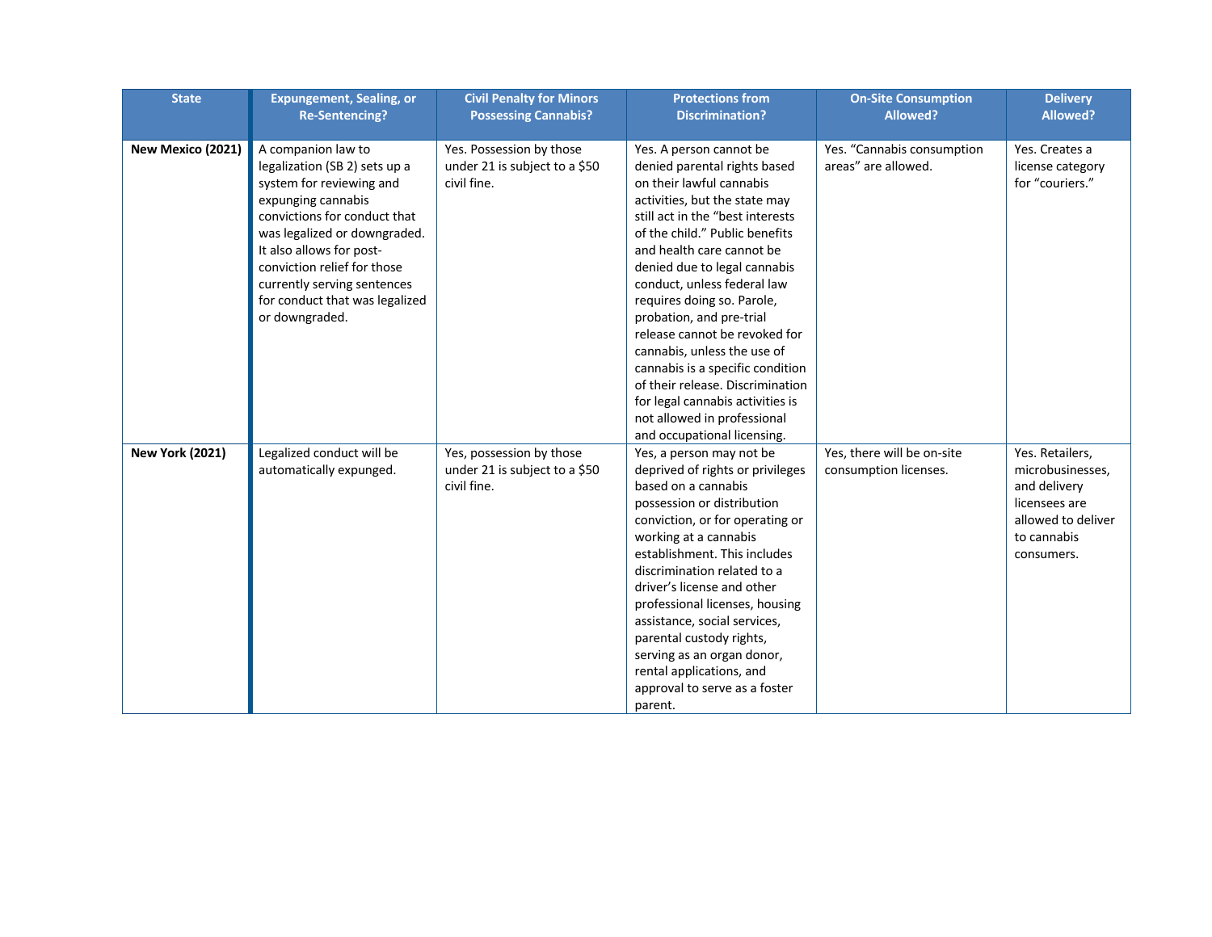| State | Expungement, Sealing, or Re-Sentencing? | Civil Penalty for Minors Possessing Cannabis? | Protections from Discrimination? | On-Site Consumption Allowed? | Delivery Allowed? |
|---|---|---|---|---|---|
| **New Mexico (2021)** | A companion law to legalization (SB 2) sets up a system for reviewing and expunging cannabis convictions for conduct that was legalized or downgraded. It also allows for post-conviction relief for those currently serving sentences for conduct that was legalized or downgraded. | Yes. Possession by those under 21 is subject to a $50 civil fine. | Yes. A person cannot be denied parental rights based on their lawful cannabis activities, but the state may still act in the "best interests of the child." Public benefits and health care cannot be denied due to legal cannabis conduct, unless federal law requires doing so. Parole, probation, and pre-trial release cannot be revoked for cannabis, unless the use of cannabis is a specific condition of their release. Discrimination for legal cannabis activities is not allowed in professional and occupational licensing. | Yes. "Cannabis consumption areas" are allowed. | Yes. Creates a license category for "couriers." |
| **New York (2021)** | Legalized conduct will be automatically expunged. | Yes, possession by those under 21 is subject to a $50 civil fine. | Yes, a person may not be deprived of rights or privileges based on a cannabis possession or distribution conviction, or for operating or working at a cannabis establishment. This includes discrimination related to a driver's license and other professional licenses, housing assistance, social services, parental custody rights, serving as an organ donor, rental applications, and approval to serve as a foster parent. | Yes, there will be on-site consumption licenses. | Yes. Retailers, microbusinesses, and delivery licensees are allowed to deliver to cannabis consumers. |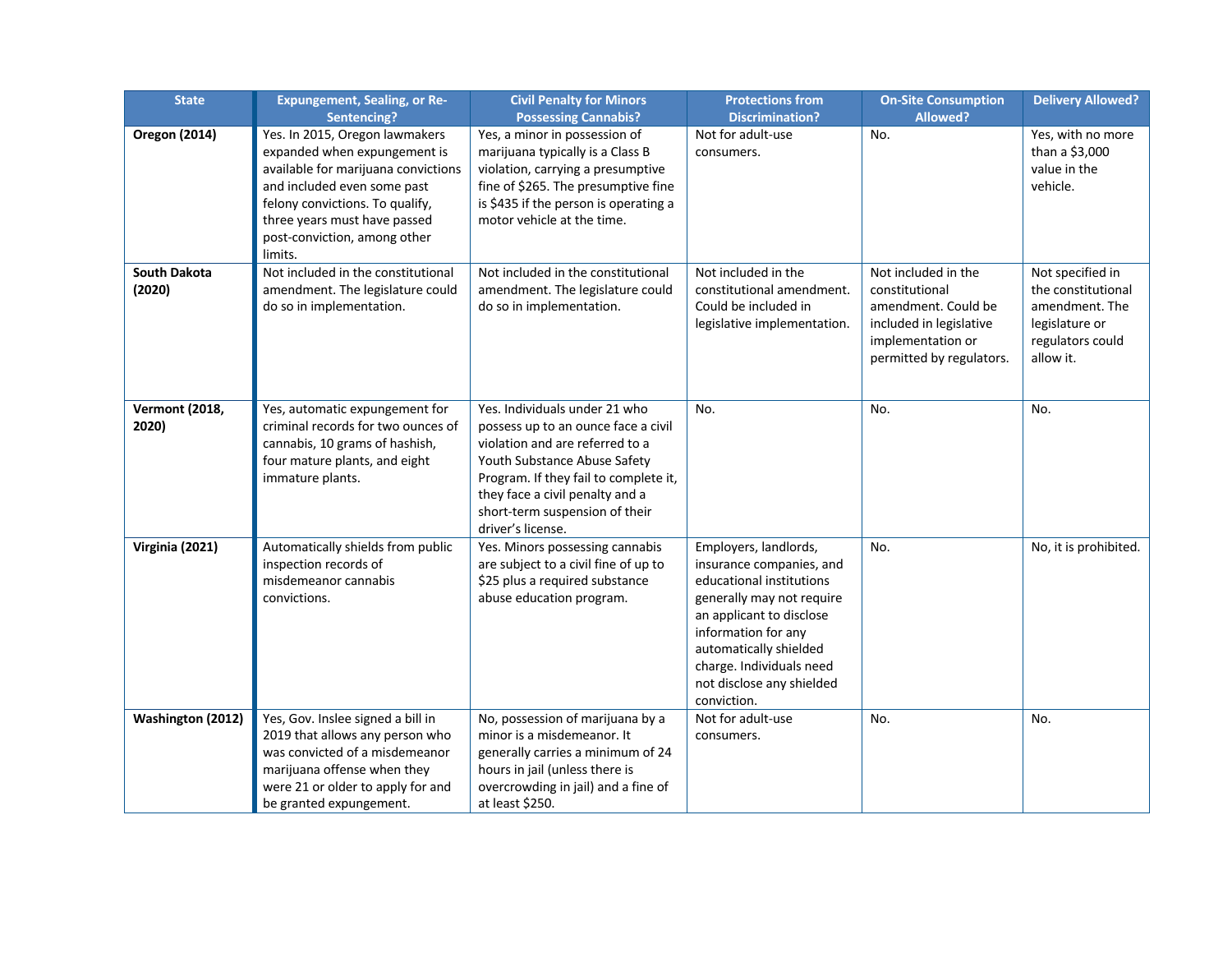| State | Expungement, Sealing, or Re-Sentencing? | Civil Penalty for Minors Possessing Cannabis? | Protections from Discrimination? | On-Site Consumption Allowed? | Delivery Allowed? |
|---|---|---|---|---|---|
| **Oregon (2014)** | Yes. In 2015, Oregon lawmakers expanded when expungement is available for marijuana convictions and included even some past felony convictions. To qualify, three years must have passed post-conviction, among other limits. | Yes, a minor in possession of marijuana typically is a Class B violation, carrying a presumptive fine of $265. The presumptive fine is $435 if the person is operating a motor vehicle at the time. | Not for adult-use consumers. | No. | Yes, with no more than a $3,000 value in the vehicle. |
| **South Dakota (2020)** | Not included in the constitutional amendment. The legislature could do so in implementation. | Not included in the constitutional amendment. The legislature could do so in implementation. | Not included in the constitutional amendment. Could be included in legislative implementation. | Not included in the constitutional amendment. Could be included in legislative implementation or permitted by regulators. | Not specified in the constitutional amendment. The legislature or regulators could allow it. |
| **Vermont (2018, 2020)** | Yes, automatic expungement for criminal records for two ounces of cannabis, 10 grams of hashish, four mature plants, and eight immature plants. | Yes. Individuals under 21 who possess up to an ounce face a civil violation and are referred to a Youth Substance Abuse Safety Program. If they fail to complete it, they face a civil penalty and a short-term suspension of their driver's license. | No. | No. | No. |
| **Virginia (2021)** | Automatically shields from public inspection records of misdemeanor cannabis convictions. | Yes. Minors possessing cannabis are subject to a civil fine of up to $25 plus a required substance abuse education program. | Employers, landlords, insurance companies, and educational institutions generally may not require an applicant to disclose information for any automatically shielded charge. Individuals need not disclose any shielded conviction. | No. | No, it is prohibited. |
| **Washington (2012)** | Yes, Gov. Inslee signed a bill in 2019 that allows any person who was convicted of a misdemeanor marijuana offense when they were 21 or older to apply for and be granted expungement. | No, possession of marijuana by a minor is a misdemeanor. It generally carries a minimum of 24 hours in jail (unless there is overcrowding in jail) and a fine of at least $250. | Not for adult-use consumers. | No. | No. |